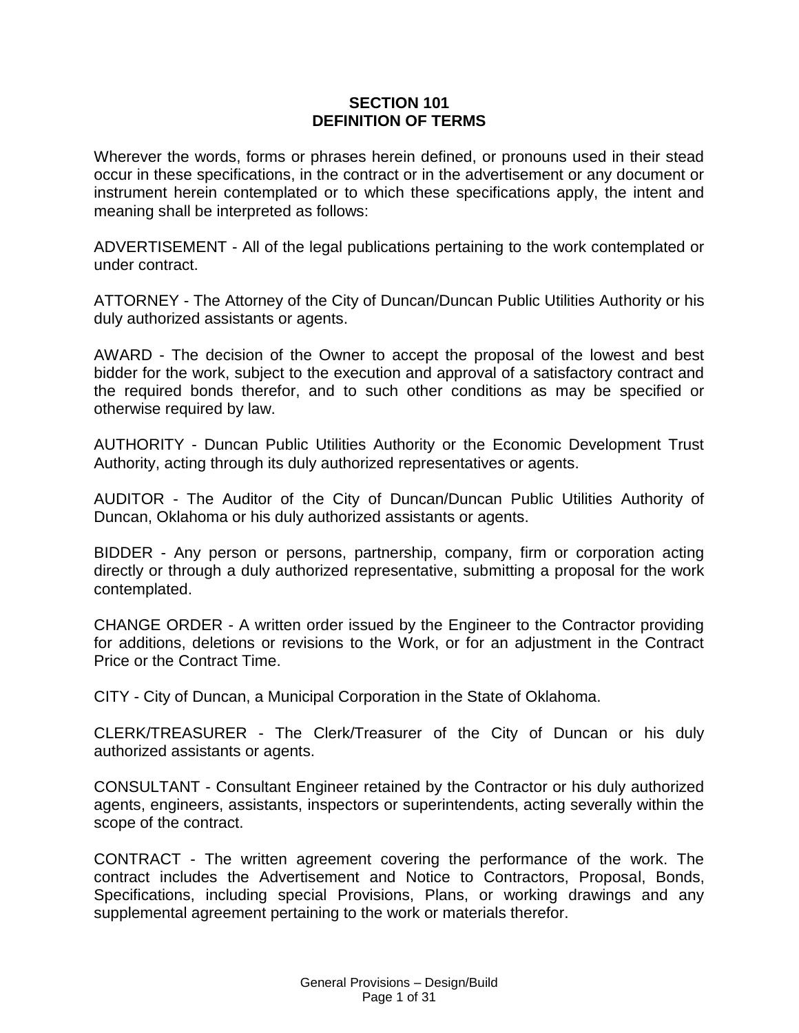# SECTION 101
# DEFINITION OF TERMS

Wherever the words, forms or phrases herein defined, or pronouns used in their stead occur in these specifications, in the contract or in the advertisement or any document or instrument herein contemplated or to which these specifications apply, the intent and meaning shall be interpreted as follows:

ADVERTISEMENT - All of the legal publications pertaining to the work contemplated or under contract.

ATTORNEY - The Attorney of the City of Duncan/Duncan Public Utilities Authority or his duly authorized assistants or agents.

AWARD - The decision of the Owner to accept the proposal of the lowest and best bidder for the work, subject to the execution and approval of a satisfactory contract and the required bonds therefor, and to such other conditions as may be specified or otherwise required by law.

AUTHORITY - Duncan Public Utilities Authority or the Economic Development Trust Authority, acting through its duly authorized representatives or agents.

AUDITOR - The Auditor of the City of Duncan/Duncan Public Utilities Authority of Duncan, Oklahoma or his duly authorized assistants or agents.

BIDDER - Any person or persons, partnership, company, firm or corporation acting directly or through a duly authorized representative, submitting a proposal for the work contemplated.

CHANGE ORDER - A written order issued by the Engineer to the Contractor providing for additions, deletions or revisions to the Work, or for an adjustment in the Contract Price or the Contract Time.

CITY - City of Duncan, a Municipal Corporation in the State of Oklahoma.

CLERK/TREASURER - The Clerk/Treasurer of the City of Duncan or his duly authorized assistants or agents.

CONSULTANT - Consultant Engineer retained by the Contractor or his duly authorized agents, engineers, assistants, inspectors or superintendents, acting severally within the scope of the contract.

CONTRACT - The written agreement covering the performance of the work. The contract includes the Advertisement and Notice to Contractors, Proposal, Bonds, Specifications, including special Provisions, Plans, or working drawings and any supplemental agreement pertaining to the work or materials therefor.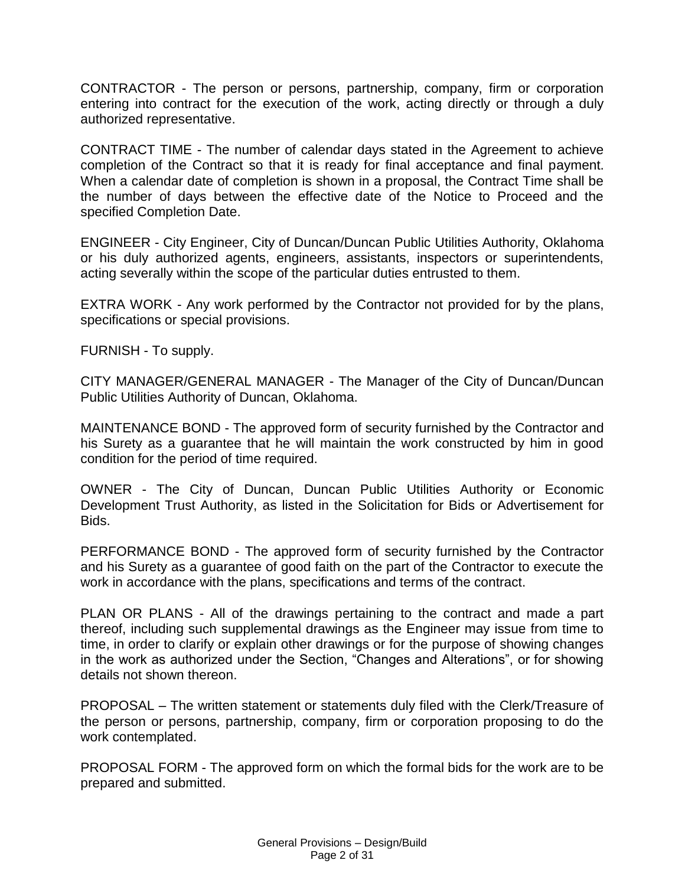CONTRACTOR - The person or persons, partnership, company, firm or corporation entering into contract for the execution of the work, acting directly or through a duly authorized representative.

CONTRACT TIME - The number of calendar days stated in the Agreement to achieve completion of the Contract so that it is ready for final acceptance and final payment. When a calendar date of completion is shown in a proposal, the Contract Time shall be the number of days between the effective date of the Notice to Proceed and the specified Completion Date.

ENGINEER - City Engineer, City of Duncan/Duncan Public Utilities Authority, Oklahoma or his duly authorized agents, engineers, assistants, inspectors or superintendents, acting severally within the scope of the particular duties entrusted to them.

EXTRA WORK - Any work performed by the Contractor not provided for by the plans, specifications or special provisions.

FURNISH - To supply.

CITY MANAGER/GENERAL MANAGER - The Manager of the City of Duncan/Duncan Public Utilities Authority of Duncan, Oklahoma.

MAINTENANCE BOND - The approved form of security furnished by the Contractor and his Surety as a guarantee that he will maintain the work constructed by him in good condition for the period of time required.

OWNER - The City of Duncan, Duncan Public Utilities Authority or Economic Development Trust Authority, as listed in the Solicitation for Bids or Advertisement for Bids.

PERFORMANCE BOND - The approved form of security furnished by the Contractor and his Surety as a guarantee of good faith on the part of the Contractor to execute the work in accordance with the plans, specifications and terms of the contract.

PLAN OR PLANS - All of the drawings pertaining to the contract and made a part thereof, including such supplemental drawings as the Engineer may issue from time to time, in order to clarify or explain other drawings or for the purpose of showing changes in the work as authorized under the Section, "Changes and Alterations", or for showing details not shown thereon.

PROPOSAL – The written statement or statements duly filed with the Clerk/Treasure of the person or persons, partnership, company, firm or corporation proposing to do the work contemplated.

PROPOSAL FORM - The approved form on which the formal bids for the work are to be prepared and submitted.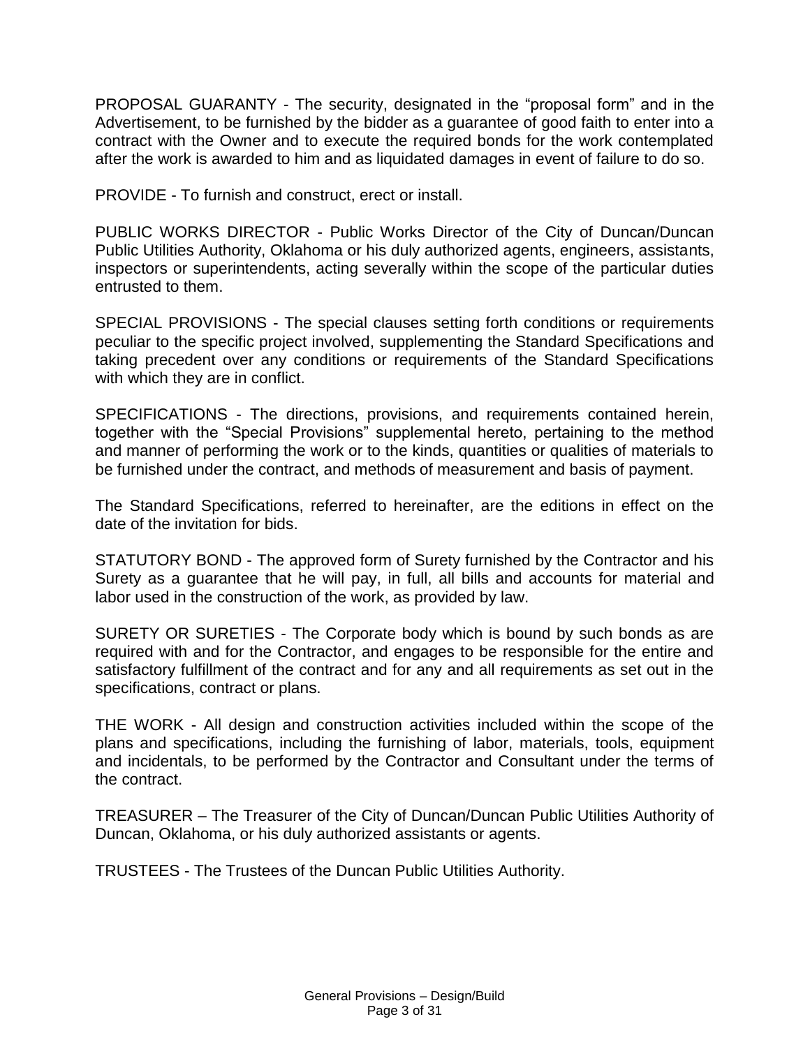PROPOSAL GUARANTY - The security, designated in the “proposal form” and in the Advertisement, to be furnished by the bidder as a guarantee of good faith to enter into a contract with the Owner and to execute the required bonds for the work contemplated after the work is awarded to him and as liquidated damages in event of failure to do so.

PROVIDE - To furnish and construct, erect or install.

PUBLIC WORKS DIRECTOR - Public Works Director of the City of Duncan/Duncan Public Utilities Authority, Oklahoma or his duly authorized agents, engineers, assistants, inspectors or superintendents, acting severally within the scope of the particular duties entrusted to them.

SPECIAL PROVISIONS - The special clauses setting forth conditions or requirements peculiar to the specific project involved, supplementing the Standard Specifications and taking precedent over any conditions or requirements of the Standard Specifications with which they are in conflict.

SPECIFICATIONS - The directions, provisions, and requirements contained herein, together with the “Special Provisions” supplemental hereto, pertaining to the method and manner of performing the work or to the kinds, quantities or qualities of materials to be furnished under the contract, and methods of measurement and basis of payment.

The Standard Specifications, referred to hereinafter, are the editions in effect on the date of the invitation for bids.

STATUTORY BOND - The approved form of Surety furnished by the Contractor and his Surety as a guarantee that he will pay, in full, all bills and accounts for material and labor used in the construction of the work, as provided by law.

SURETY OR SURETIES - The Corporate body which is bound by such bonds as are required with and for the Contractor, and engages to be responsible for the entire and satisfactory fulfillment of the contract and for any and all requirements as set out in the specifications, contract or plans.

THE WORK - All design and construction activities included within the scope of the plans and specifications, including the furnishing of labor, materials, tools, equipment and incidentals, to be performed by the Contractor and Consultant under the terms of the contract.

TREASURER – The Treasurer of the City of Duncan/Duncan Public Utilities Authority of Duncan, Oklahoma, or his duly authorized assistants or agents.

TRUSTEES - The Trustees of the Duncan Public Utilities Authority.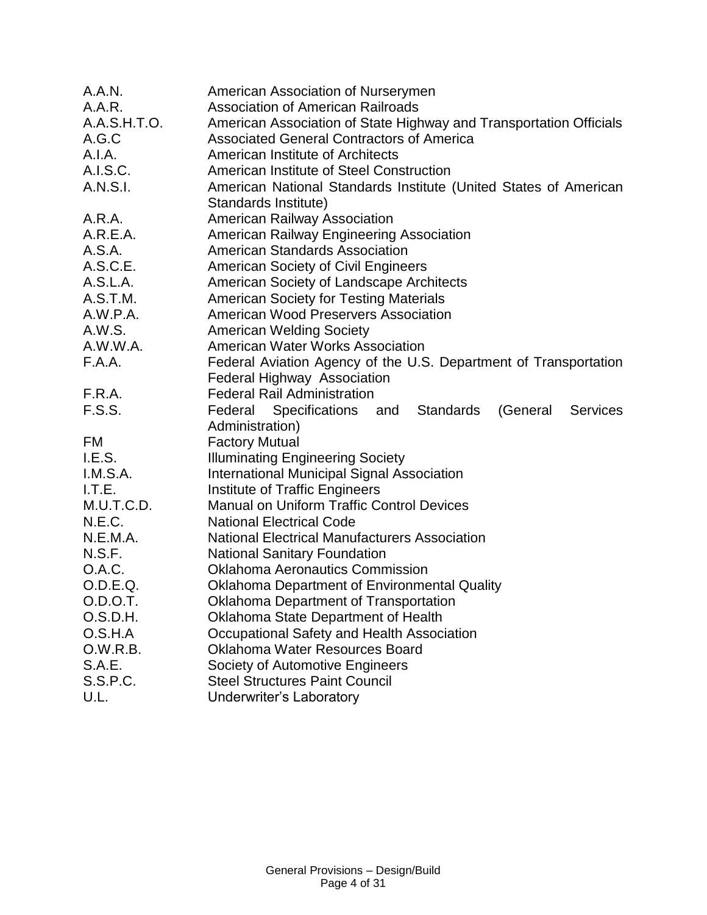| | |
|---|---|
| A.A.N. | American Association of Nurserymen |
| A.A.R. | Association of American Railroads |
| A.A.S.H.T.O. | American Association of State Highway and Transportation Officials |
| A.G.C | Associated General Contractors of America |
| A.I.A. | American Institute of Architects |
| A.I.S.C. | American Institute of Steel Construction |
| A.N.S.I. | American National Standards Institute (United States of American Standards Institute) |
| A.R.A. | American Railway Association |
| A.R.E.A. | American Railway Engineering Association |
| A.S.A. | American Standards Association |
| A.S.C.E. | American Society of Civil Engineers |
| A.S.L.A. | American Society of Landscape Architects |
| A.S.T.M. | American Society for Testing Materials |
| A.W.P.A. | American Wood Preservers Association |
| A.W.S. | American Welding Society |
| A.W.W.A. | American Water Works Association |
| F.A.A. | Federal Aviation Agency of the U.S. Department of Transportation Federal Highway Association |
| F.R.A. | Federal Rail Administration |
| F.S.S. | Federal Specifications and Standards (General Services Administration) |
| FM | Factory Mutual |
| I.E.S. | Illuminating Engineering Society |
| I.M.S.A. | International Municipal Signal Association |
| I.T.E. | Institute of Traffic Engineers |
| M.U.T.C.D. | Manual on Uniform Traffic Control Devices |
| N.E.C. | National Electrical Code |
| N.E.M.A. | National Electrical Manufacturers Association |
| N.S.F. | National Sanitary Foundation |
| O.A.C. | Oklahoma Aeronautics Commission |
| O.D.E.Q. | Oklahoma Department of Environmental Quality |
| O.D.O.T. | Oklahoma Department of Transportation |
| O.S.D.H. | Oklahoma State Department of Health |
| O.S.H.A | Occupational Safety and Health Association |
| O.W.R.B. | Oklahoma Water Resources Board |
| S.A.E. | Society of Automotive Engineers |
| S.S.P.C. | Steel Structures Paint Council |
| U.L. | Underwriter's Laboratory |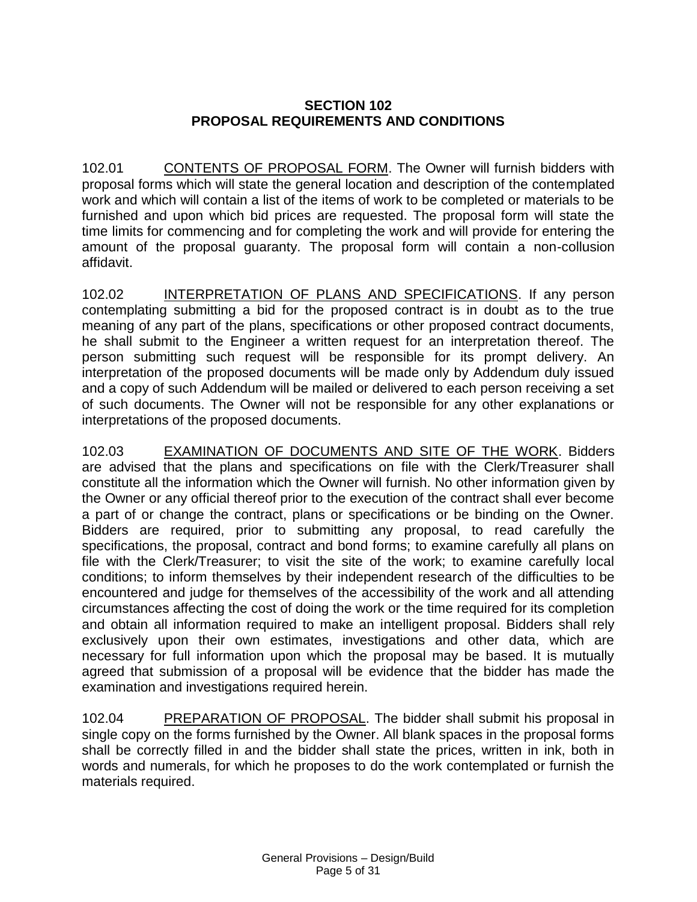# SECTION 102
# PROPOSAL REQUIREMENTS AND CONDITIONS

102.01 CONTENTS OF PROPOSAL FORM. The Owner will furnish bidders with proposal forms which will state the general location and description of the contemplated work and which will contain a list of the items of work to be completed or materials to be furnished and upon which bid prices are requested. The proposal form will state the time limits for commencing and for completing the work and will provide for entering the amount of the proposal guaranty. The proposal form will contain a non-collusion affidavit.

102.02 INTERPRETATION OF PLANS AND SPECIFICATIONS. If any person contemplating submitting a bid for the proposed contract is in doubt as to the true meaning of any part of the plans, specifications or other proposed contract documents, he shall submit to the Engineer a written request for an interpretation thereof. The person submitting such request will be responsible for its prompt delivery. An interpretation of the proposed documents will be made only by Addendum duly issued and a copy of such Addendum will be mailed or delivered to each person receiving a set of such documents. The Owner will not be responsible for any other explanations or interpretations of the proposed documents.

102.03 EXAMINATION OF DOCUMENTS AND SITE OF THE WORK. Bidders are advised that the plans and specifications on file with the Clerk/Treasurer shall constitute all the information which the Owner will furnish. No other information given by the Owner or any official thereof prior to the execution of the contract shall ever become a part of or change the contract, plans or specifications or be binding on the Owner. Bidders are required, prior to submitting any proposal, to read carefully the specifications, the proposal, contract and bond forms; to examine carefully all plans on file with the Clerk/Treasurer; to visit the site of the work; to examine carefully local conditions; to inform themselves by their independent research of the difficulties to be encountered and judge for themselves of the accessibility of the work and all attending circumstances affecting the cost of doing the work or the time required for its completion and obtain all information required to make an intelligent proposal. Bidders shall rely exclusively upon their own estimates, investigations and other data, which are necessary for full information upon which the proposal may be based. It is mutually agreed that submission of a proposal will be evidence that the bidder has made the examination and investigations required herein.

102.04 PREPARATION OF PROPOSAL. The bidder shall submit his proposal in single copy on the forms furnished by the Owner. All blank spaces in the proposal forms shall be correctly filled in and the bidder shall state the prices, written in ink, both in words and numerals, for which he proposes to do the work contemplated or furnish the materials required.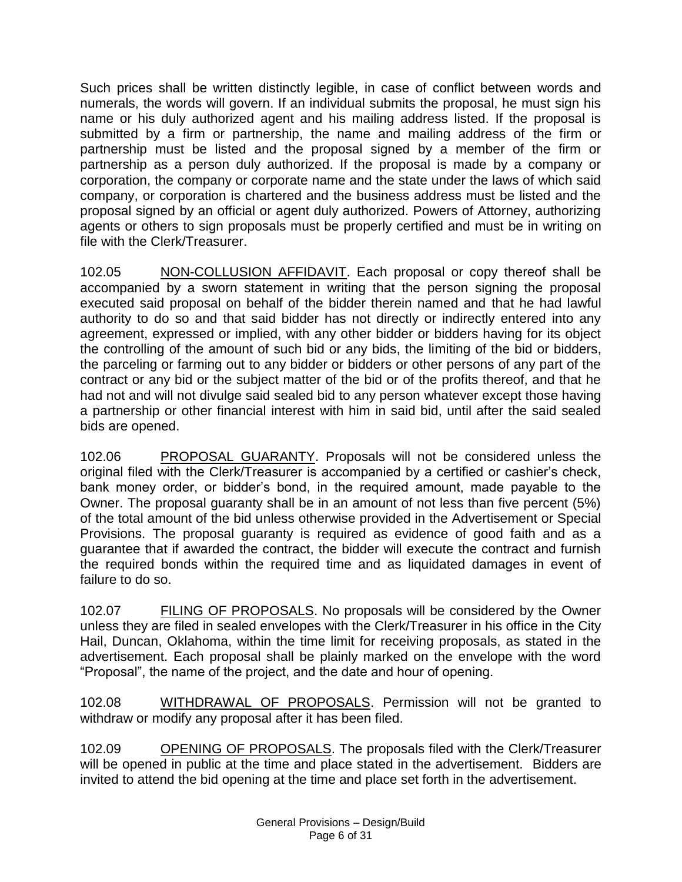Such prices shall be written distinctly legible, in case of conflict between words and numerals, the words will govern. If an individual submits the proposal, he must sign his name or his duly authorized agent and his mailing address listed. If the proposal is submitted by a firm or partnership, the name and mailing address of the firm or partnership must be listed and the proposal signed by a member of the firm or partnership as a person duly authorized. If the proposal is made by a company or corporation, the company or corporate name and the state under the laws of which said company, or corporation is chartered and the business address must be listed and the proposal signed by an official or agent duly authorized. Powers of Attorney, authorizing agents or others to sign proposals must be properly certified and must be in writing on file with the Clerk/Treasurer.

102.05 NON-COLLUSION AFFIDAVIT. Each proposal or copy thereof shall be accompanied by a sworn statement in writing that the person signing the proposal executed said proposal on behalf of the bidder therein named and that he had lawful authority to do so and that said bidder has not directly or indirectly entered into any agreement, expressed or implied, with any other bidder or bidders having for its object the controlling of the amount of such bid or any bids, the limiting of the bid or bidders, the parceling or farming out to any bidder or bidders or other persons of any part of the contract or any bid or the subject matter of the bid or of the profits thereof, and that he had not and will not divulge said sealed bid to any person whatever except those having a partnership or other financial interest with him in said bid, until after the said sealed bids are opened.

102.06 PROPOSAL GUARANTY. Proposals will not be considered unless the original filed with the Clerk/Treasurer is accompanied by a certified or cashier's check, bank money order, or bidder's bond, in the required amount, made payable to the Owner. The proposal guaranty shall be in an amount of not less than five percent (5%) of the total amount of the bid unless otherwise provided in the Advertisement or Special Provisions. The proposal guaranty is required as evidence of good faith and as a guarantee that if awarded the contract, the bidder will execute the contract and furnish the required bonds within the required time and as liquidated damages in event of failure to do so.

102.07 FILING OF PROPOSALS. No proposals will be considered by the Owner unless they are filed in sealed envelopes with the Clerk/Treasurer in his office in the City Hall, Duncan, Oklahoma, within the time limit for receiving proposals, as stated in the advertisement. Each proposal shall be plainly marked on the envelope with the word "Proposal", the name of the project, and the date and hour of opening.

102.08 WITHDRAWAL OF PROPOSALS. Permission will not be granted to withdraw or modify any proposal after it has been filed.

102.09 OPENING OF PROPOSALS. The proposals filed with the Clerk/Treasurer will be opened in public at the time and place stated in the advertisement. Bidders are invited to attend the bid opening at the time and place set forth in the advertisement.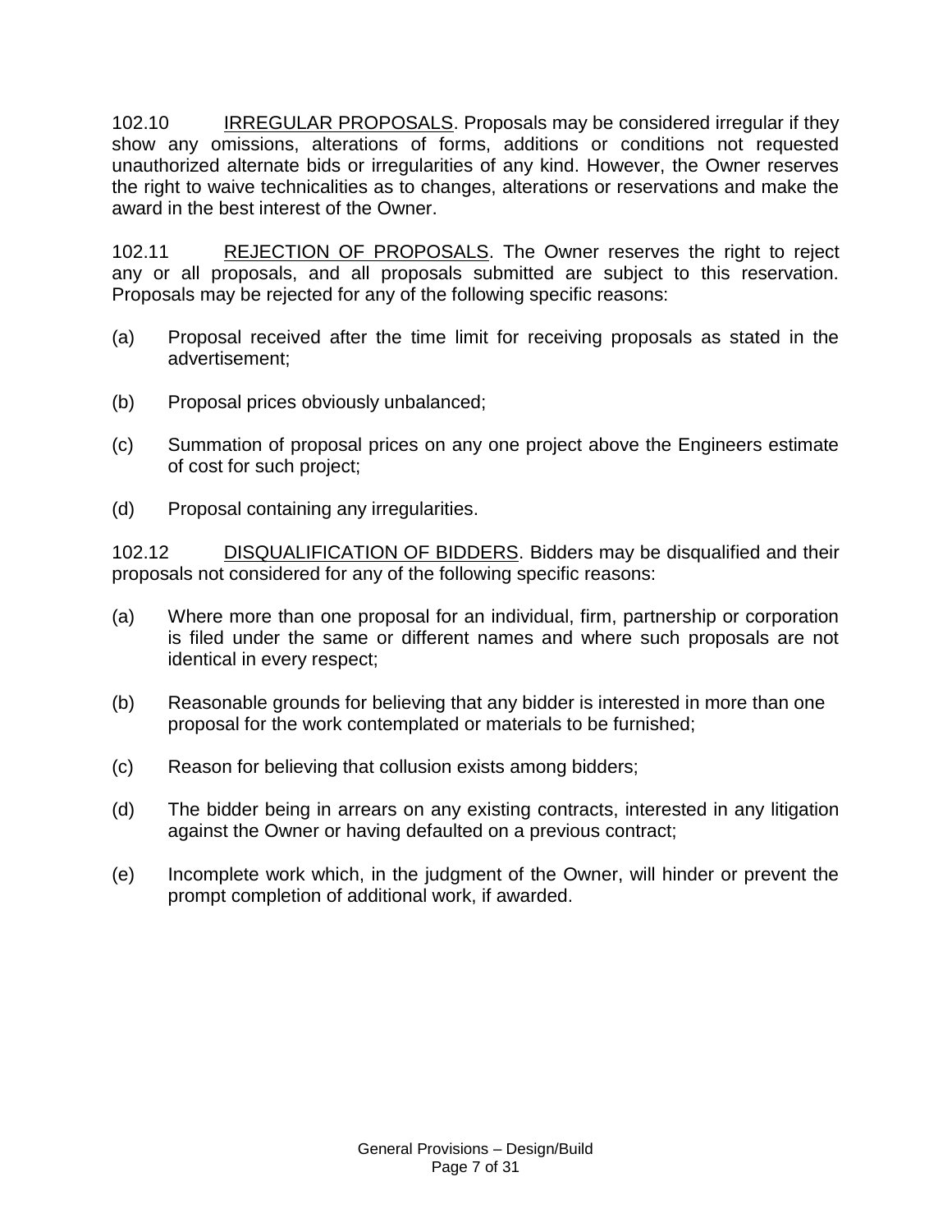102.10 IRREGULAR PROPOSALS. Proposals may be considered irregular if they show any omissions, alterations of forms, additions or conditions not requested unauthorized alternate bids or irregularities of any kind. However, the Owner reserves the right to waive technicalities as to changes, alterations or reservations and make the award in the best interest of the Owner.

102.11 REJECTION OF PROPOSALS. The Owner reserves the right to reject any or all proposals, and all proposals submitted are subject to this reservation. Proposals may be rejected for any of the following specific reasons:

(a) Proposal received after the time limit for receiving proposals as stated in the advertisement;

(b) Proposal prices obviously unbalanced;

(c) Summation of proposal prices on any one project above the Engineers estimate of cost for such project;

(d) Proposal containing any irregularities.

102.12 DISQUALIFICATION OF BIDDERS. Bidders may be disqualified and their proposals not considered for any of the following specific reasons:

(a) Where more than one proposal for an individual, firm, partnership or corporation is filed under the same or different names and where such proposals are not identical in every respect;

(b) Reasonable grounds for believing that any bidder is interested in more than one proposal for the work contemplated or materials to be furnished;

(c) Reason for believing that collusion exists among bidders;

(d) The bidder being in arrears on any existing contracts, interested in any litigation against the Owner or having defaulted on a previous contract;

(e) Incomplete work which, in the judgment of the Owner, will hinder or prevent the prompt completion of additional work, if awarded.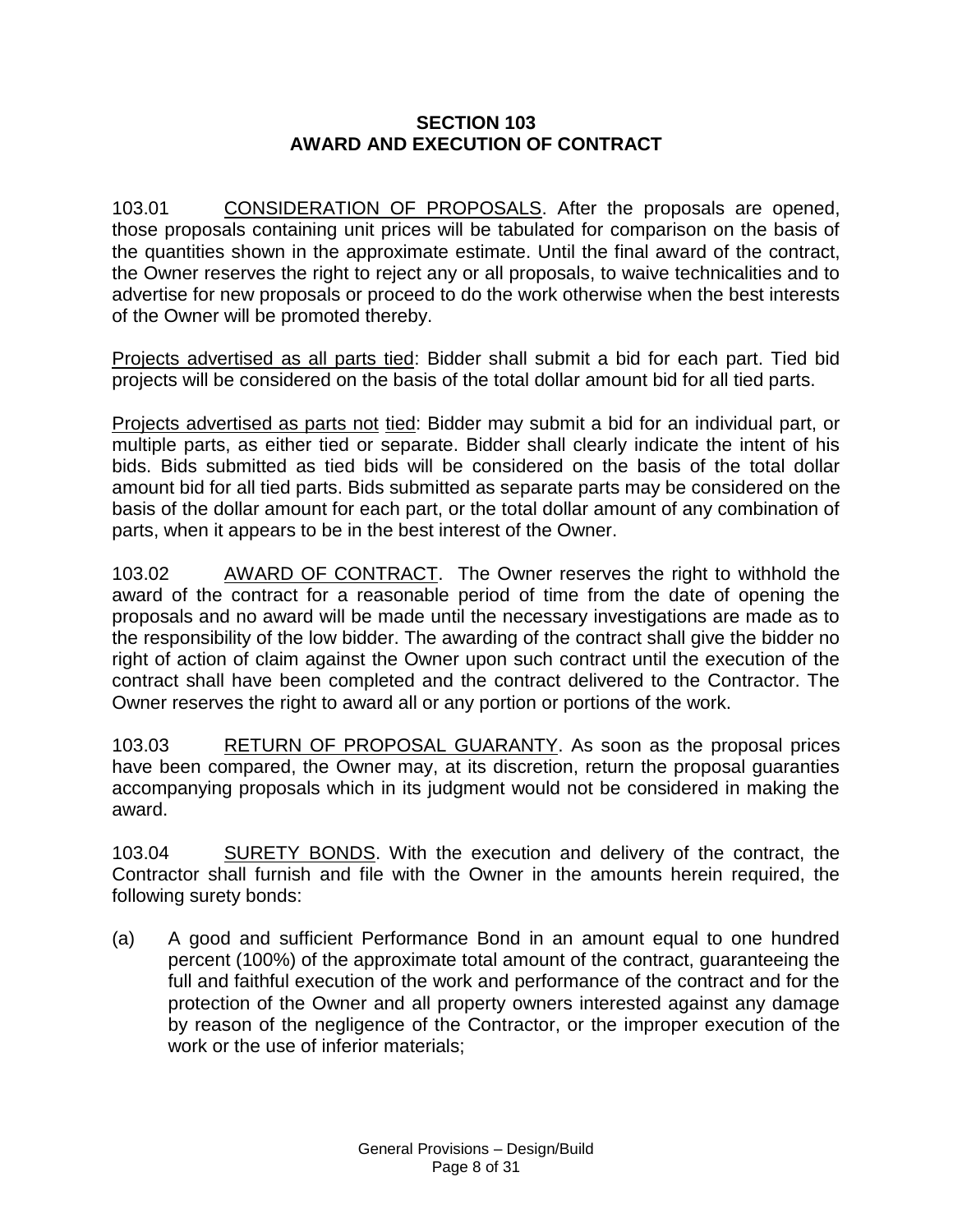# SECTION 103
# AWARD AND EXECUTION OF CONTRACT

103.01 CONSIDERATION OF PROPOSALS. After the proposals are opened, those proposals containing unit prices will be tabulated for comparison on the basis of the quantities shown in the approximate estimate. Until the final award of the contract, the Owner reserves the right to reject any or all proposals, to waive technicalities and to advertise for new proposals or proceed to do the work otherwise when the best interests of the Owner will be promoted thereby.

Projects advertised as all parts tied: Bidder shall submit a bid for each part. Tied bid projects will be considered on the basis of the total dollar amount bid for all tied parts.

Projects advertised as parts not tied: Bidder may submit a bid for an individual part, or multiple parts, as either tied or separate. Bidder shall clearly indicate the intent of his bids. Bids submitted as tied bids will be considered on the basis of the total dollar amount bid for all tied parts. Bids submitted as separate parts may be considered on the basis of the dollar amount for each part, or the total dollar amount of any combination of parts, when it appears to be in the best interest of the Owner.

103.02 AWARD OF CONTRACT. The Owner reserves the right to withhold the award of the contract for a reasonable period of time from the date of opening the proposals and no award will be made until the necessary investigations are made as to the responsibility of the low bidder. The awarding of the contract shall give the bidder no right of action of claim against the Owner upon such contract until the execution of the contract shall have been completed and the contract delivered to the Contractor. The Owner reserves the right to award all or any portion or portions of the work.

103.03 RETURN OF PROPOSAL GUARANTY. As soon as the proposal prices have been compared, the Owner may, at its discretion, return the proposal guaranties accompanying proposals which in its judgment would not be considered in making the award.

103.04 SURETY BONDS. With the execution and delivery of the contract, the Contractor shall furnish and file with the Owner in the amounts herein required, the following surety bonds:

(a) A good and sufficient Performance Bond in an amount equal to one hundred percent (100%) of the approximate total amount of the contract, guaranteeing the full and faithful execution of the work and performance of the contract and for the protection of the Owner and all property owners interested against any damage by reason of the negligence of the Contractor, or the improper execution of the work or the use of inferior materials;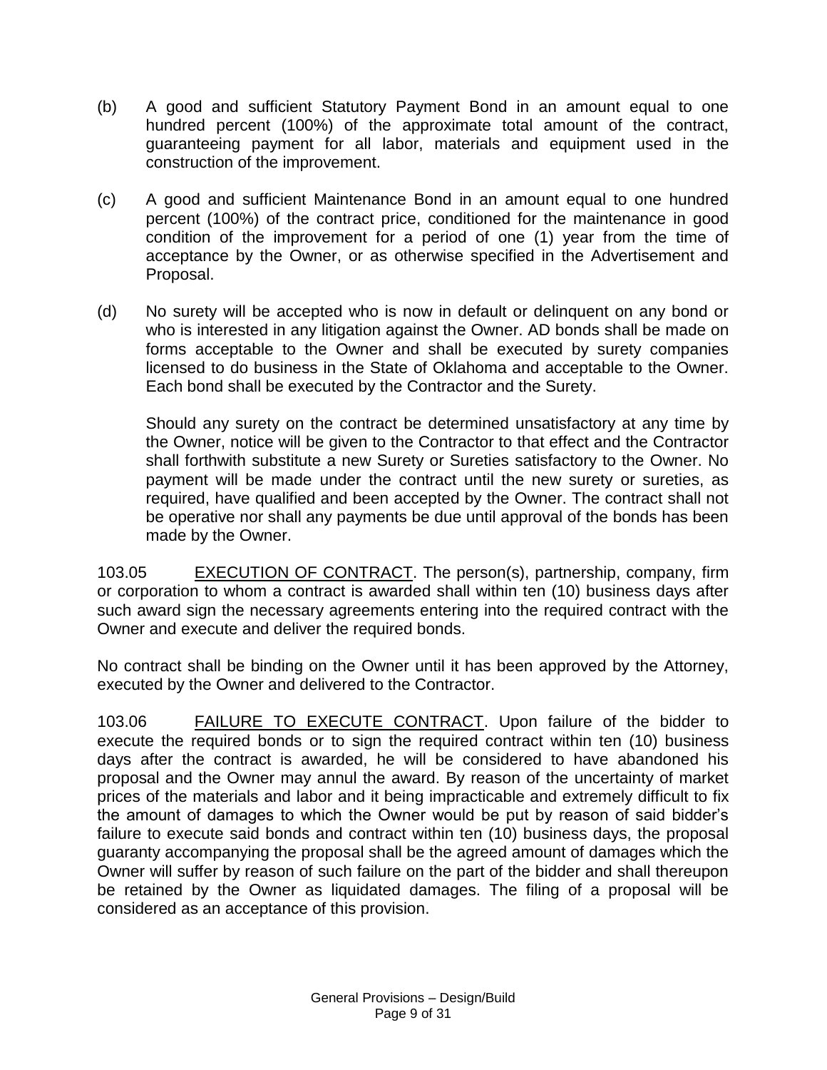(b) A good and sufficient Statutory Payment Bond in an amount equal to one hundred percent (100%) of the approximate total amount of the contract, guaranteeing payment for all labor, materials and equipment used in the construction of the improvement.

(c) A good and sufficient Maintenance Bond in an amount equal to one hundred percent (100%) of the contract price, conditioned for the maintenance in good condition of the improvement for a period of one (1) year from the time of acceptance by the Owner, or as otherwise specified in the Advertisement and Proposal.

(d) No surety will be accepted who is now in default or delinquent on any bond or who is interested in any litigation against the Owner. AD bonds shall be made on forms acceptable to the Owner and shall be executed by surety companies licensed to do business in the State of Oklahoma and acceptable to the Owner. Each bond shall be executed by the Contractor and the Surety.

Should any surety on the contract be determined unsatisfactory at any time by the Owner, notice will be given to the Contractor to that effect and the Contractor shall forthwith substitute a new Surety or Sureties satisfactory to the Owner. No payment will be made under the contract until the new surety or sureties, as required, have qualified and been accepted by the Owner. The contract shall not be operative nor shall any payments be due until approval of the bonds has been made by the Owner.

103.05 EXECUTION OF CONTRACT. The person(s), partnership, company, firm or corporation to whom a contract is awarded shall within ten (10) business days after such award sign the necessary agreements entering into the required contract with the Owner and execute and deliver the required bonds.

No contract shall be binding on the Owner until it has been approved by the Attorney, executed by the Owner and delivered to the Contractor.

103.06 FAILURE TO EXECUTE CONTRACT. Upon failure of the bidder to execute the required bonds or to sign the required contract within ten (10) business days after the contract is awarded, he will be considered to have abandoned his proposal and the Owner may annul the award. By reason of the uncertainty of market prices of the materials and labor and it being impracticable and extremely difficult to fix the amount of damages to which the Owner would be put by reason of said bidder's failure to execute said bonds and contract within ten (10) business days, the proposal guaranty accompanying the proposal shall be the agreed amount of damages which the Owner will suffer by reason of such failure on the part of the bidder and shall thereupon be retained by the Owner as liquidated damages. The filing of a proposal will be considered as an acceptance of this provision.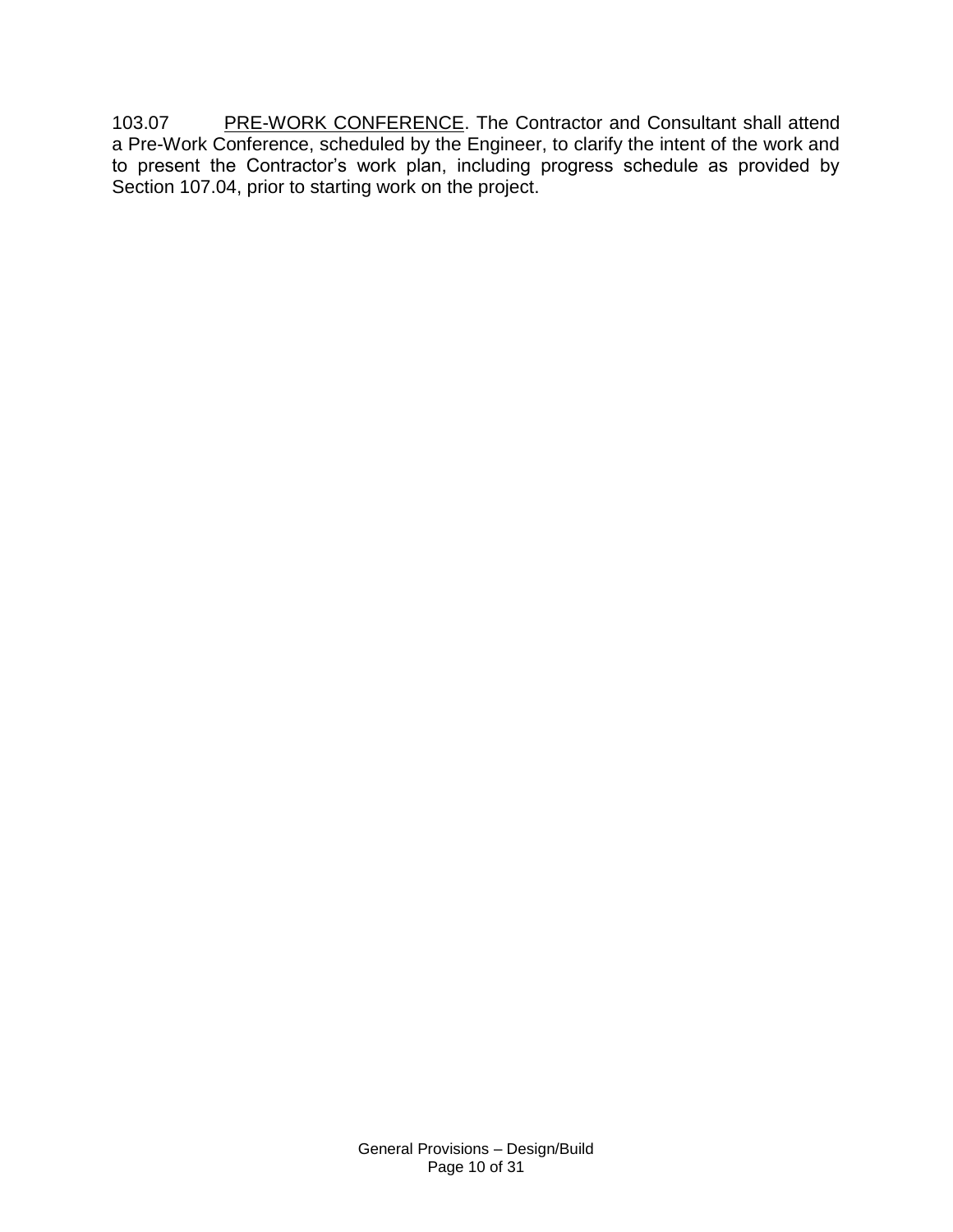103.07 PRE-WORK CONFERENCE. The Contractor and Consultant shall attend a Pre-Work Conference, scheduled by the Engineer, to clarify the intent of the work and to present the Contractor's work plan, including progress schedule as provided by Section 107.04, prior to starting work on the project.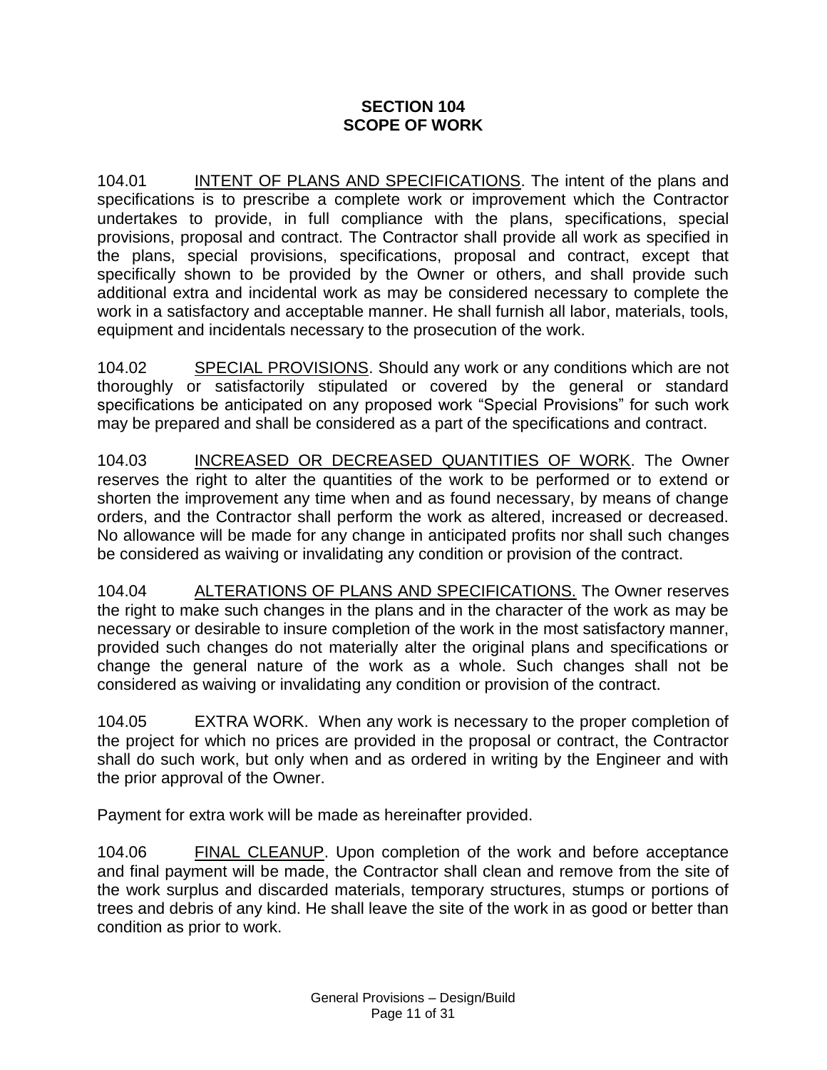# SECTION 104
# SCOPE OF WORK

104.01 INTENT OF PLANS AND SPECIFICATIONS. The intent of the plans and specifications is to prescribe a complete work or improvement which the Contractor undertakes to provide, in full compliance with the plans, specifications, special provisions, proposal and contract. The Contractor shall provide all work as specified in the plans, special provisions, specifications, proposal and contract, except that specifically shown to be provided by the Owner or others, and shall provide such additional extra and incidental work as may be considered necessary to complete the work in a satisfactory and acceptable manner. He shall furnish all labor, materials, tools, equipment and incidentals necessary to the prosecution of the work.

104.02 SPECIAL PROVISIONS. Should any work or any conditions which are not thoroughly or satisfactorily stipulated or covered by the general or standard specifications be anticipated on any proposed work "Special Provisions" for such work may be prepared and shall be considered as a part of the specifications and contract.

104.03 INCREASED OR DECREASED QUANTITIES OF WORK. The Owner reserves the right to alter the quantities of the work to be performed or to extend or shorten the improvement any time when and as found necessary, by means of change orders, and the Contractor shall perform the work as altered, increased or decreased. No allowance will be made for any change in anticipated profits nor shall such changes be considered as waiving or invalidating any condition or provision of the contract.

104.04 ALTERATIONS OF PLANS AND SPECIFICATIONS. The Owner reserves the right to make such changes in the plans and in the character of the work as may be necessary or desirable to insure completion of the work in the most satisfactory manner, provided such changes do not materially alter the original plans and specifications or change the general nature of the work as a whole. Such changes shall not be considered as waiving or invalidating any condition or provision of the contract.

104.05 EXTRA WORK. When any work is necessary to the proper completion of the project for which no prices are provided in the proposal or contract, the Contractor shall do such work, but only when and as ordered in writing by the Engineer and with the prior approval of the Owner.

Payment for extra work will be made as hereinafter provided.

104.06 FINAL CLEANUP. Upon completion of the work and before acceptance and final payment will be made, the Contractor shall clean and remove from the site of the work surplus and discarded materials, temporary structures, stumps or portions of trees and debris of any kind. He shall leave the site of the work in as good or better than condition as prior to work.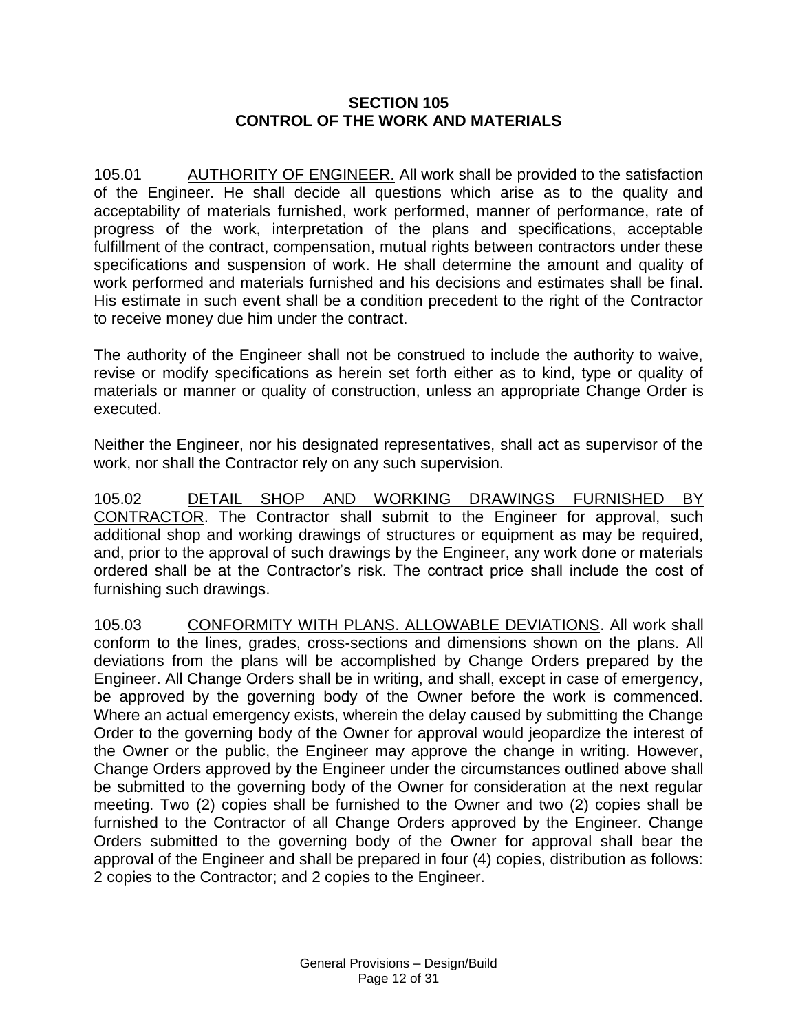## SECTION 105
## CONTROL OF THE WORK AND MATERIALS

105.01 AUTHORITY OF ENGINEER. All work shall be provided to the satisfaction of the Engineer. He shall decide all questions which arise as to the quality and acceptability of materials furnished, work performed, manner of performance, rate of progress of the work, interpretation of the plans and specifications, acceptable fulfillment of the contract, compensation, mutual rights between contractors under these specifications and suspension of work. He shall determine the amount and quality of work performed and materials furnished and his decisions and estimates shall be final. His estimate in such event shall be a condition precedent to the right of the Contractor to receive money due him under the contract.

The authority of the Engineer shall not be construed to include the authority to waive, revise or modify specifications as herein set forth either as to kind, type or quality of materials or manner or quality of construction, unless an appropriate Change Order is executed.

Neither the Engineer, nor his designated representatives, shall act as supervisor of the work, nor shall the Contractor rely on any such supervision.

105.02 DETAIL SHOP AND WORKING DRAWINGS FURNISHED BY CONTRACTOR. The Contractor shall submit to the Engineer for approval, such additional shop and working drawings of structures or equipment as may be required, and, prior to the approval of such drawings by the Engineer, any work done or materials ordered shall be at the Contractor's risk. The contract price shall include the cost of furnishing such drawings.

105.03 CONFORMITY WITH PLANS. ALLOWABLE DEVIATIONS. All work shall conform to the lines, grades, cross-sections and dimensions shown on the plans. All deviations from the plans will be accomplished by Change Orders prepared by the Engineer. All Change Orders shall be in writing, and shall, except in case of emergency, be approved by the governing body of the Owner before the work is commenced. Where an actual emergency exists, wherein the delay caused by submitting the Change Order to the governing body of the Owner for approval would jeopardize the interest of the Owner or the public, the Engineer may approve the change in writing. However, Change Orders approved by the Engineer under the circumstances outlined above shall be submitted to the governing body of the Owner for consideration at the next regular meeting. Two (2) copies shall be furnished to the Owner and two (2) copies shall be furnished to the Contractor of all Change Orders approved by the Engineer. Change Orders submitted to the governing body of the Owner for approval shall bear the approval of the Engineer and shall be prepared in four (4) copies, distribution as follows: 2 copies to the Contractor; and 2 copies to the Engineer.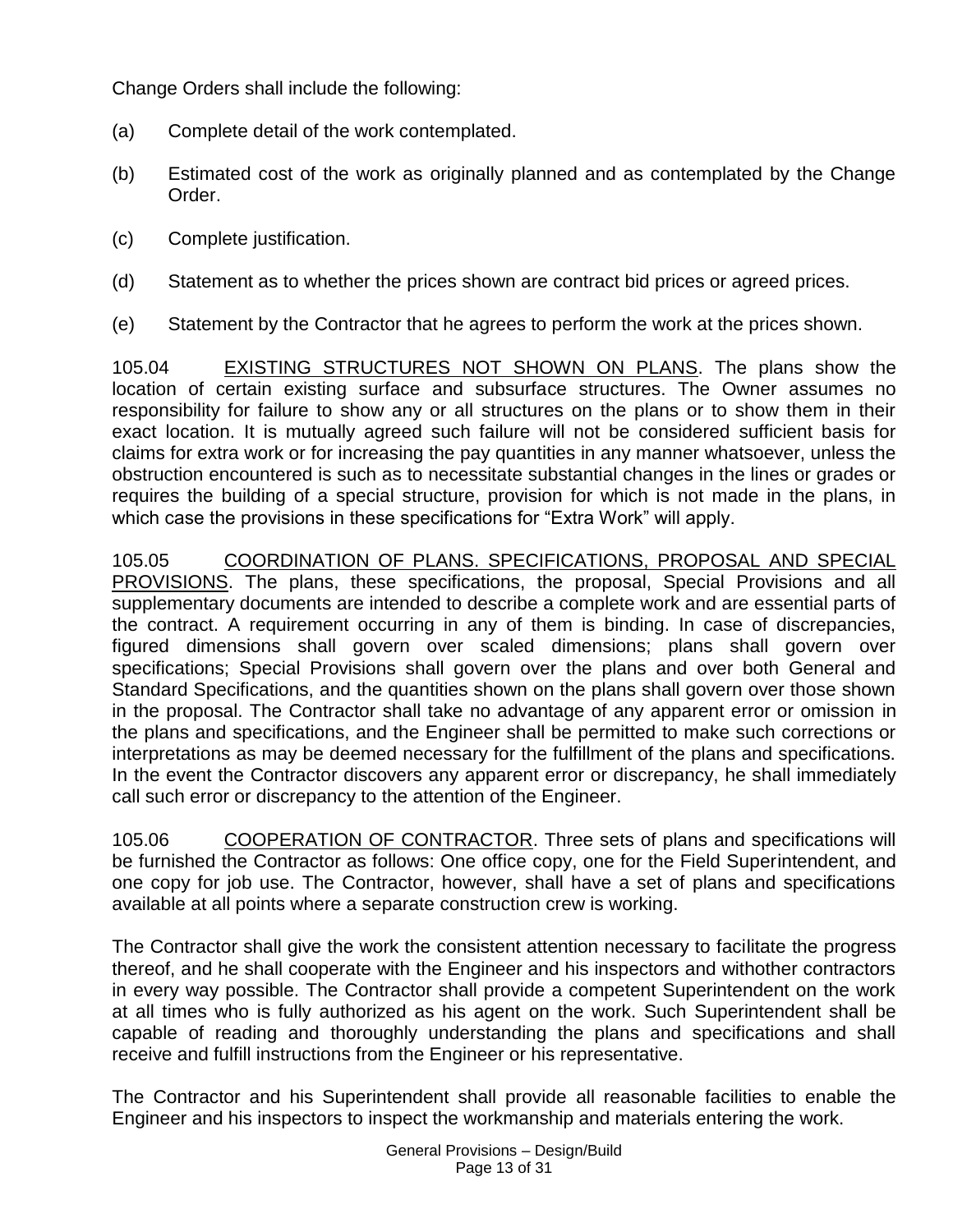Change Orders shall include the following:

(a) Complete detail of the work contemplated.

(b) Estimated cost of the work as originally planned and as contemplated by the Change Order.

(c) Complete justification.

(d) Statement as to whether the prices shown are contract bid prices or agreed prices.

(e) Statement by the Contractor that he agrees to perform the work at the prices shown.

105.04 EXISTING STRUCTURES NOT SHOWN ON PLANS. The plans show the location of certain existing surface and subsurface structures. The Owner assumes no responsibility for failure to show any or all structures on the plans or to show them in their exact location. It is mutually agreed such failure will not be considered sufficient basis for claims for extra work or for increasing the pay quantities in any manner whatsoever, unless the obstruction encountered is such as to necessitate substantial changes in the lines or grades or requires the building of a special structure, provision for which is not made in the plans, in which case the provisions in these specifications for "Extra Work" will apply.

105.05 COORDINATION OF PLANS. SPECIFICATIONS, PROPOSAL AND SPECIAL PROVISIONS. The plans, these specifications, the proposal, Special Provisions and all supplementary documents are intended to describe a complete work and are essential parts of the contract. A requirement occurring in any of them is binding. In case of discrepancies, figured dimensions shall govern over scaled dimensions; plans shall govern over specifications; Special Provisions shall govern over the plans and over both General and Standard Specifications, and the quantities shown on the plans shall govern over those shown in the proposal. The Contractor shall take no advantage of any apparent error or omission in the plans and specifications, and the Engineer shall be permitted to make such corrections or interpretations as may be deemed necessary for the fulfillment of the plans and specifications. In the event the Contractor discovers any apparent error or discrepancy, he shall immediately call such error or discrepancy to the attention of the Engineer.

105.06 COOPERATION OF CONTRACTOR. Three sets of plans and specifications will be furnished the Contractor as follows: One office copy, one for the Field Superintendent, and one copy for job use. The Contractor, however, shall have a set of plans and specifications available at all points where a separate construction crew is working.

The Contractor shall give the work the consistent attention necessary to facilitate the progress thereof, and he shall cooperate with the Engineer and his inspectors and withother contractors in every way possible. The Contractor shall provide a competent Superintendent on the work at all times who is fully authorized as his agent on the work. Such Superintendent shall be capable of reading and thoroughly understanding the plans and specifications and shall receive and fulfill instructions from the Engineer or his representative.

The Contractor and his Superintendent shall provide all reasonable facilities to enable the Engineer and his inspectors to inspect the workmanship and materials entering the work.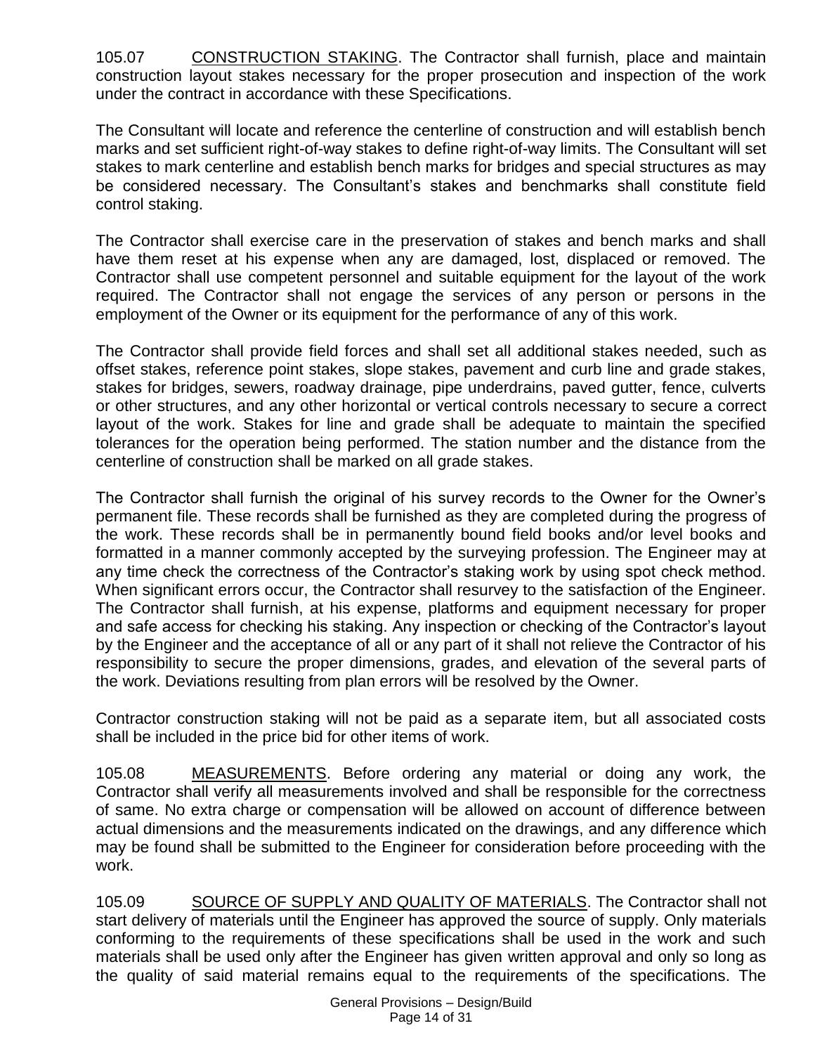105.07 <u>CONSTRUCTION STAKING</u>. The Contractor shall furnish, place and maintain construction layout stakes necessary for the proper prosecution and inspection of the work under the contract in accordance with these Specifications.

The Consultant will locate and reference the centerline of construction and will establish bench marks and set sufficient right-of-way stakes to define right-of-way limits. The Consultant will set stakes to mark centerline and establish bench marks for bridges and special structures as may be considered necessary. The Consultant's stakes and benchmarks shall constitute field control staking.

The Contractor shall exercise care in the preservation of stakes and bench marks and shall have them reset at his expense when any are damaged, lost, displaced or removed. The Contractor shall use competent personnel and suitable equipment for the layout of the work required. The Contractor shall not engage the services of any person or persons in the employment of the Owner or its equipment for the performance of any of this work.

The Contractor shall provide field forces and shall set all additional stakes needed, such as offset stakes, reference point stakes, slope stakes, pavement and curb line and grade stakes, stakes for bridges, sewers, roadway drainage, pipe underdrains, paved gutter, fence, culverts or other structures, and any other horizontal or vertical controls necessary to secure a correct layout of the work. Stakes for line and grade shall be adequate to maintain the specified tolerances for the operation being performed. The station number and the distance from the centerline of construction shall be marked on all grade stakes.

The Contractor shall furnish the original of his survey records to the Owner for the Owner's permanent file. These records shall be furnished as they are completed during the progress of the work. These records shall be in permanently bound field books and/or level books and formatted in a manner commonly accepted by the surveying profession. The Engineer may at any time check the correctness of the Contractor's staking work by using spot check method. When significant errors occur, the Contractor shall resurvey to the satisfaction of the Engineer. The Contractor shall furnish, at his expense, platforms and equipment necessary for proper and safe access for checking his staking. Any inspection or checking of the Contractor's layout by the Engineer and the acceptance of all or any part of it shall not relieve the Contractor of his responsibility to secure the proper dimensions, grades, and elevation of the several parts of the work. Deviations resulting from plan errors will be resolved by the Owner.

Contractor construction staking will not be paid as a separate item, but all associated costs shall be included in the price bid for other items of work.

105.08 <u>MEASUREMENTS</u>. Before ordering any material or doing any work, the Contractor shall verify all measurements involved and shall be responsible for the correctness of same. No extra charge or compensation will be allowed on account of difference between actual dimensions and the measurements indicated on the drawings, and any difference which may be found shall be submitted to the Engineer for consideration before proceeding with the work.

105.09 <u>SOURCE OF SUPPLY AND QUALITY OF MATERIALS</u>. The Contractor shall not start delivery of materials until the Engineer has approved the source of supply. Only materials conforming to the requirements of these specifications shall be used in the work and such materials shall be used only after the Engineer has given written approval and only so long as the quality of said material remains equal to the requirements of the specifications. The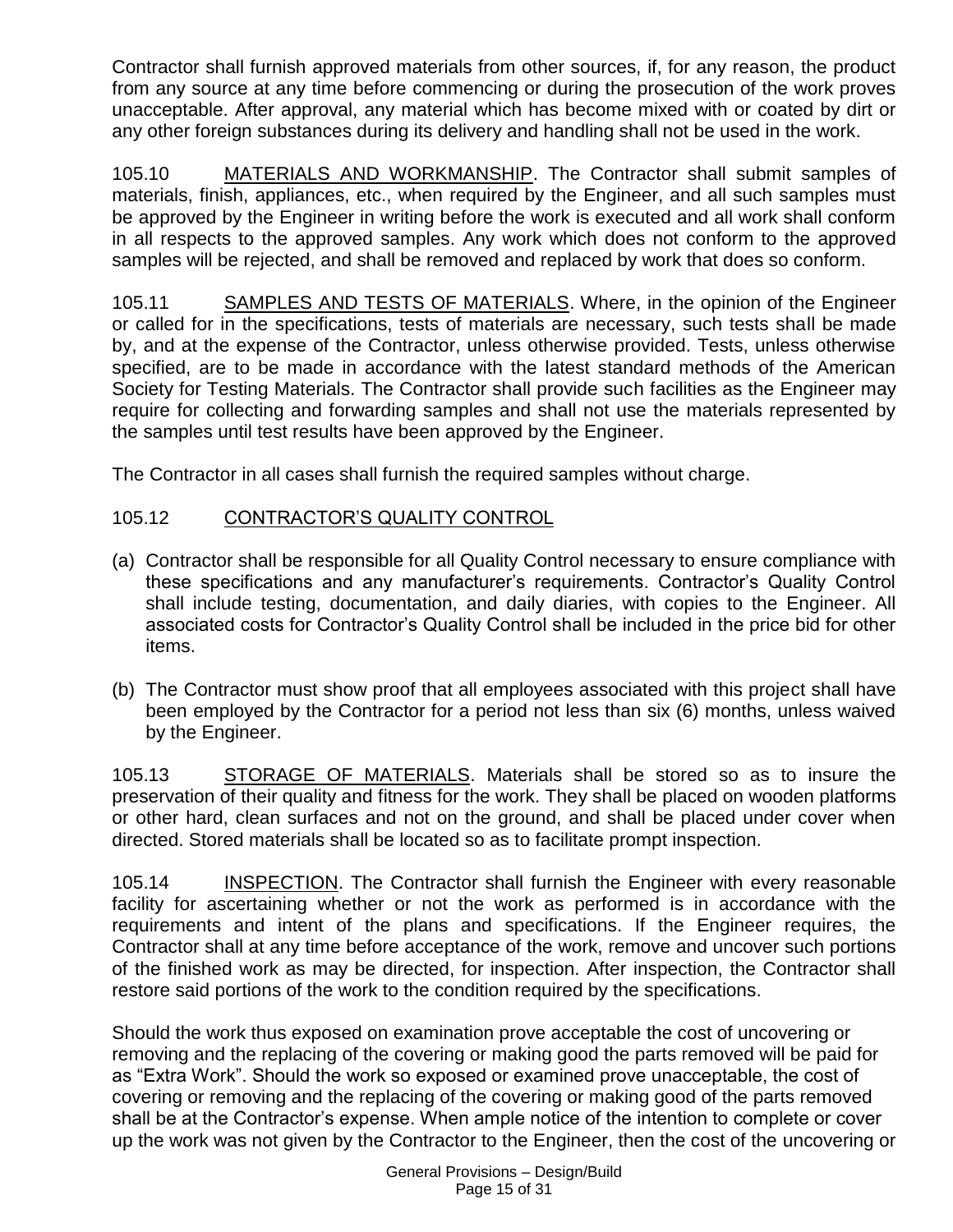Contractor shall furnish approved materials from other sources, if, for any reason, the product from any source at any time before commencing or during the prosecution of the work proves unacceptable. After approval, any material which has become mixed with or coated by dirt or any other foreign substances during its delivery and handling shall not be used in the work.

105.10 MATERIALS AND WORKMANSHIP. The Contractor shall submit samples of materials, finish, appliances, etc., when required by the Engineer, and all such samples must be approved by the Engineer in writing before the work is executed and all work shall conform in all respects to the approved samples. Any work which does not conform to the approved samples will be rejected, and shall be removed and replaced by work that does so conform.

105.11 SAMPLES AND TESTS OF MATERIALS. Where, in the opinion of the Engineer or called for in the specifications, tests of materials are necessary, such tests shall be made by, and at the expense of the Contractor, unless otherwise provided. Tests, unless otherwise specified, are to be made in accordance with the latest standard methods of the American Society for Testing Materials. The Contractor shall provide such facilities as the Engineer may require for collecting and forwarding samples and shall not use the materials represented by the samples until test results have been approved by the Engineer.

The Contractor in all cases shall furnish the required samples without charge.

105.12 CONTRACTOR'S QUALITY CONTROL

(a) Contractor shall be responsible for all Quality Control necessary to ensure compliance with these specifications and any manufacturer's requirements. Contractor's Quality Control shall include testing, documentation, and daily diaries, with copies to the Engineer. All associated costs for Contractor's Quality Control shall be included in the price bid for other items.

(b) The Contractor must show proof that all employees associated with this project shall have been employed by the Contractor for a period not less than six (6) months, unless waived by the Engineer.

105.13 STORAGE OF MATERIALS. Materials shall be stored so as to insure the preservation of their quality and fitness for the work. They shall be placed on wooden platforms or other hard, clean surfaces and not on the ground, and shall be placed under cover when directed. Stored materials shall be located so as to facilitate prompt inspection.

105.14 INSPECTION. The Contractor shall furnish the Engineer with every reasonable facility for ascertaining whether or not the work as performed is in accordance with the requirements and intent of the plans and specifications. If the Engineer requires, the Contractor shall at any time before acceptance of the work, remove and uncover such portions of the finished work as may be directed, for inspection. After inspection, the Contractor shall restore said portions of the work to the condition required by the specifications.

Should the work thus exposed on examination prove acceptable the cost of uncovering or removing and the replacing of the covering or making good the parts removed will be paid for as "Extra Work". Should the work so exposed or examined prove unacceptable, the cost of covering or removing and the replacing of the covering or making good of the parts removed shall be at the Contractor's expense. When ample notice of the intention to complete or cover up the work was not given by the Contractor to the Engineer, then the cost of the uncovering or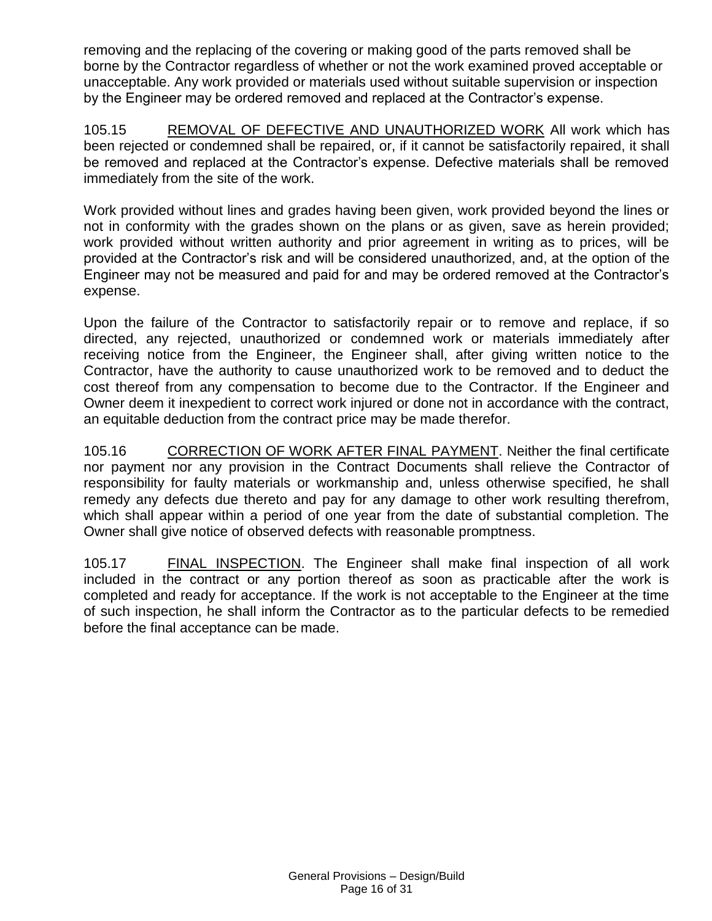removing and the replacing of the covering or making good of the parts removed shall be borne by the Contractor regardless of whether or not the work examined proved acceptable or unacceptable. Any work provided or materials used without suitable supervision or inspection by the Engineer may be ordered removed and replaced at the Contractor's expense.

105.15 REMOVAL OF DEFECTIVE AND UNAUTHORIZED WORK All work which has been rejected or condemned shall be repaired, or, if it cannot be satisfactorily repaired, it shall be removed and replaced at the Contractor's expense. Defective materials shall be removed immediately from the site of the work.

Work provided without lines and grades having been given, work provided beyond the lines or not in conformity with the grades shown on the plans or as given, save as herein provided; work provided without written authority and prior agreement in writing as to prices, will be provided at the Contractor's risk and will be considered unauthorized, and, at the option of the Engineer may not be measured and paid for and may be ordered removed at the Contractor's expense.

Upon the failure of the Contractor to satisfactorily repair or to remove and replace, if so directed, any rejected, unauthorized or condemned work or materials immediately after receiving notice from the Engineer, the Engineer shall, after giving written notice to the Contractor, have the authority to cause unauthorized work to be removed and to deduct the cost thereof from any compensation to become due to the Contractor. If the Engineer and Owner deem it inexpedient to correct work injured or done not in accordance with the contract, an equitable deduction from the contract price may be made therefor.

105.16 CORRECTION OF WORK AFTER FINAL PAYMENT. Neither the final certificate nor payment nor any provision in the Contract Documents shall relieve the Contractor of responsibility for faulty materials or workmanship and, unless otherwise specified, he shall remedy any defects due thereto and pay for any damage to other work resulting therefrom, which shall appear within a period of one year from the date of substantial completion. The Owner shall give notice of observed defects with reasonable promptness.

105.17 FINAL INSPECTION. The Engineer shall make final inspection of all work included in the contract or any portion thereof as soon as practicable after the work is completed and ready for acceptance. If the work is not acceptable to the Engineer at the time of such inspection, he shall inform the Contractor as to the particular defects to be remedied before the final acceptance can be made.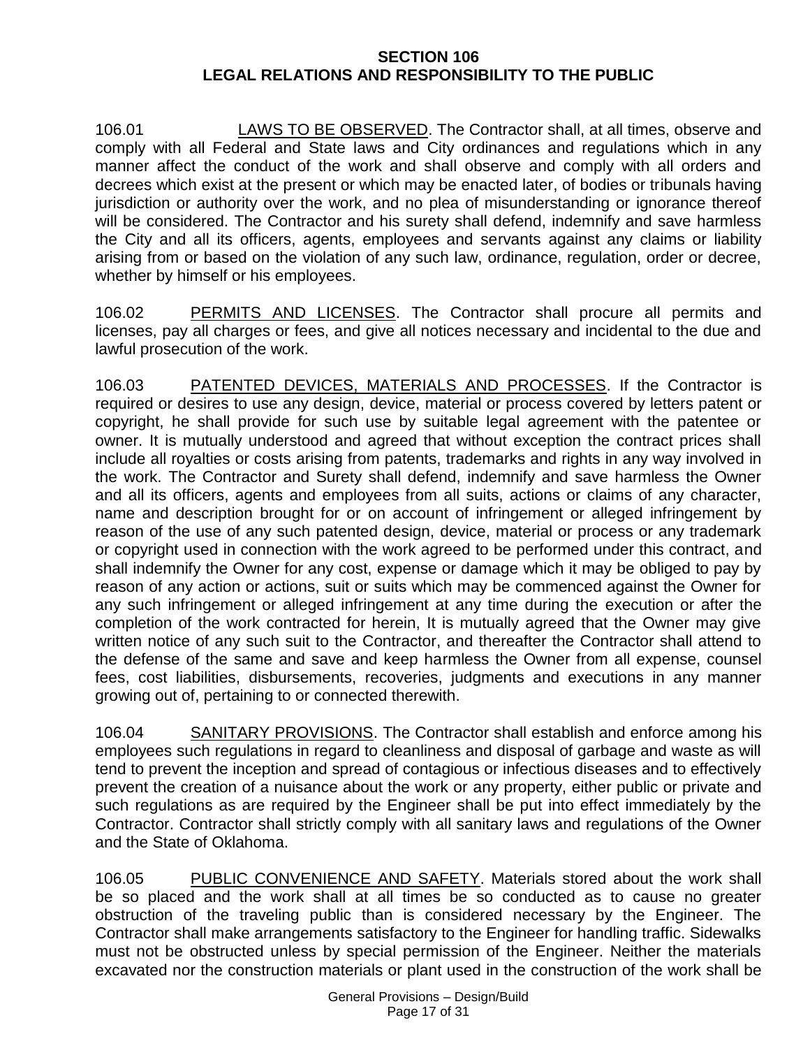# SECTION 106
# LEGAL RELATIONS AND RESPONSIBILITY TO THE PUBLIC

106.01 LAWS TO BE OBSERVED. The Contractor shall, at all times, observe and comply with all Federal and State laws and City ordinances and regulations which in any manner affect the conduct of the work and shall observe and comply with all orders and decrees which exist at the present or which may be enacted later, of bodies or tribunals having jurisdiction or authority over the work, and no plea of misunderstanding or ignorance thereof will be considered. The Contractor and his surety shall defend, indemnify and save harmless the City and all its officers, agents, employees and servants against any claims or liability arising from or based on the violation of any such law, ordinance, regulation, order or decree, whether by himself or his employees.

106.02 PERMITS AND LICENSES. The Contractor shall procure all permits and licenses, pay all charges or fees, and give all notices necessary and incidental to the due and lawful prosecution of the work.

106.03 PATENTED DEVICES, MATERIALS AND PROCESSES. If the Contractor is required or desires to use any design, device, material or process covered by letters patent or copyright, he shall provide for such use by suitable legal agreement with the patentee or owner. It is mutually understood and agreed that without exception the contract prices shall include all royalties or costs arising from patents, trademarks and rights in any way involved in the work. The Contractor and Surety shall defend, indemnify and save harmless the Owner and all its officers, agents and employees from all suits, actions or claims of any character, name and description brought for or on account of infringement or alleged infringement by reason of the use of any such patented design, device, material or process or any trademark or copyright used in connection with the work agreed to be performed under this contract, and shall indemnify the Owner for any cost, expense or damage which it may be obliged to pay by reason of any action or actions, suit or suits which may be commenced against the Owner for any such infringement or alleged infringement at any time during the execution or after the completion of the work contracted for herein, It is mutually agreed that the Owner may give written notice of any such suit to the Contractor, and thereafter the Contractor shall attend to the defense of the same and save and keep harmless the Owner from all expense, counsel fees, cost liabilities, disbursements, recoveries, judgments and executions in any manner growing out of, pertaining to or connected therewith.

106.04 SANITARY PROVISIONS. The Contractor shall establish and enforce among his employees such regulations in regard to cleanliness and disposal of garbage and waste as will tend to prevent the inception and spread of contagious or infectious diseases and to effectively prevent the creation of a nuisance about the work or any property, either public or private and such regulations as are required by the Engineer shall be put into effect immediately by the Contractor. Contractor shall strictly comply with all sanitary laws and regulations of the Owner and the State of Oklahoma.

106.05 PUBLIC CONVENIENCE AND SAFETY. Materials stored about the work shall be so placed and the work shall at all times be so conducted as to cause no greater obstruction of the traveling public than is considered necessary by the Engineer. The Contractor shall make arrangements satisfactory to the Engineer for handling traffic. Sidewalks must not be obstructed unless by special permission of the Engineer. Neither the materials excavated nor the construction materials or plant used in the construction of the work shall be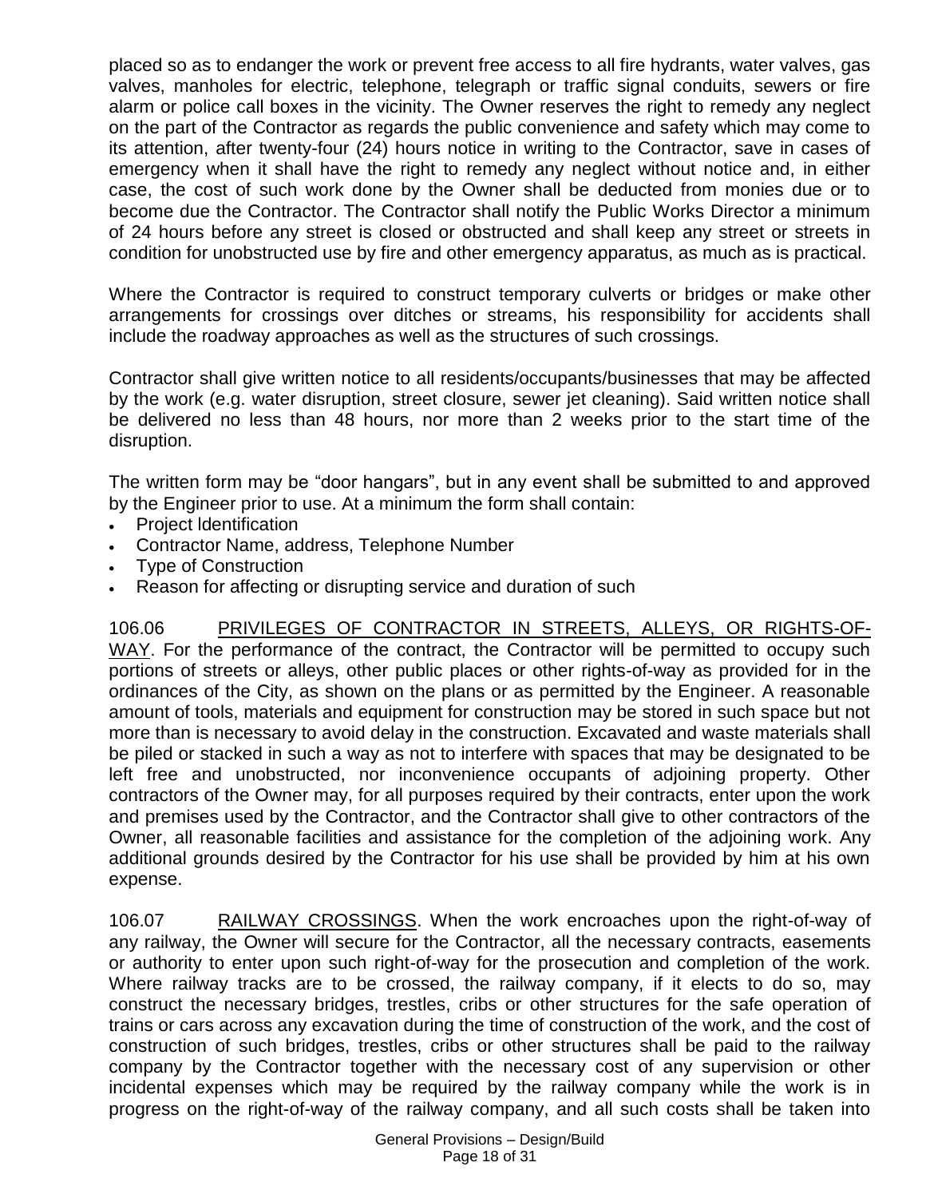placed so as to endanger the work or prevent free access to all fire hydrants, water valves, gas valves, manholes for electric, telephone, telegraph or traffic signal conduits, sewers or fire alarm or police call boxes in the vicinity. The Owner reserves the right to remedy any neglect on the part of the Contractor as regards the public convenience and safety which may come to its attention, after twenty-four (24) hours notice in writing to the Contractor, save in cases of emergency when it shall have the right to remedy any neglect without notice and, in either case, the cost of such work done by the Owner shall be deducted from monies due or to become due the Contractor. The Contractor shall notify the Public Works Director a minimum of 24 hours before any street is closed or obstructed and shall keep any street or streets in condition for unobstructed use by fire and other emergency apparatus, as much as is practical.

Where the Contractor is required to construct temporary culverts or bridges or make other arrangements for crossings over ditches or streams, his responsibility for accidents shall include the roadway approaches as well as the structures of such crossings.

Contractor shall give written notice to all residents/occupants/businesses that may be affected by the work (e.g. water disruption, street closure, sewer jet cleaning). Said written notice shall be delivered no less than 48 hours, nor more than 2 weeks prior to the start time of the disruption.

The written form may be "door hangars", but in any event shall be submitted to and approved by the Engineer prior to use. At a minimum the form shall contain:

- Project Identification
- Contractor Name, address, Telephone Number
- Type of Construction
- Reason for affecting or disrupting service and duration of such

106.06 PRIVILEGES OF CONTRACTOR IN STREETS, ALLEYS, OR RIGHTS-OF-WAY. For the performance of the contract, the Contractor will be permitted to occupy such portions of streets or alleys, other public places or other rights-of-way as provided for in the ordinances of the City, as shown on the plans or as permitted by the Engineer. A reasonable amount of tools, materials and equipment for construction may be stored in such space but not more than is necessary to avoid delay in the construction. Excavated and waste materials shall be piled or stacked in such a way as not to interfere with spaces that may be designated to be left free and unobstructed, nor inconvenience occupants of adjoining property. Other contractors of the Owner may, for all purposes required by their contracts, enter upon the work and premises used by the Contractor, and the Contractor shall give to other contractors of the Owner, all reasonable facilities and assistance for the completion of the adjoining work. Any additional grounds desired by the Contractor for his use shall be provided by him at his own expense.

106.07 RAILWAY CROSSINGS. When the work encroaches upon the right-of-way of any railway, the Owner will secure for the Contractor, all the necessary contracts, easements or authority to enter upon such right-of-way for the prosecution and completion of the work. Where railway tracks are to be crossed, the railway company, if it elects to do so, may construct the necessary bridges, trestles, cribs or other structures for the safe operation of trains or cars across any excavation during the time of construction of the work, and the cost of construction of such bridges, trestles, cribs or other structures shall be paid to the railway company by the Contractor together with the necessary cost of any supervision or other incidental expenses which may be required by the railway company while the work is in progress on the right-of-way of the railway company, and all such costs shall be taken into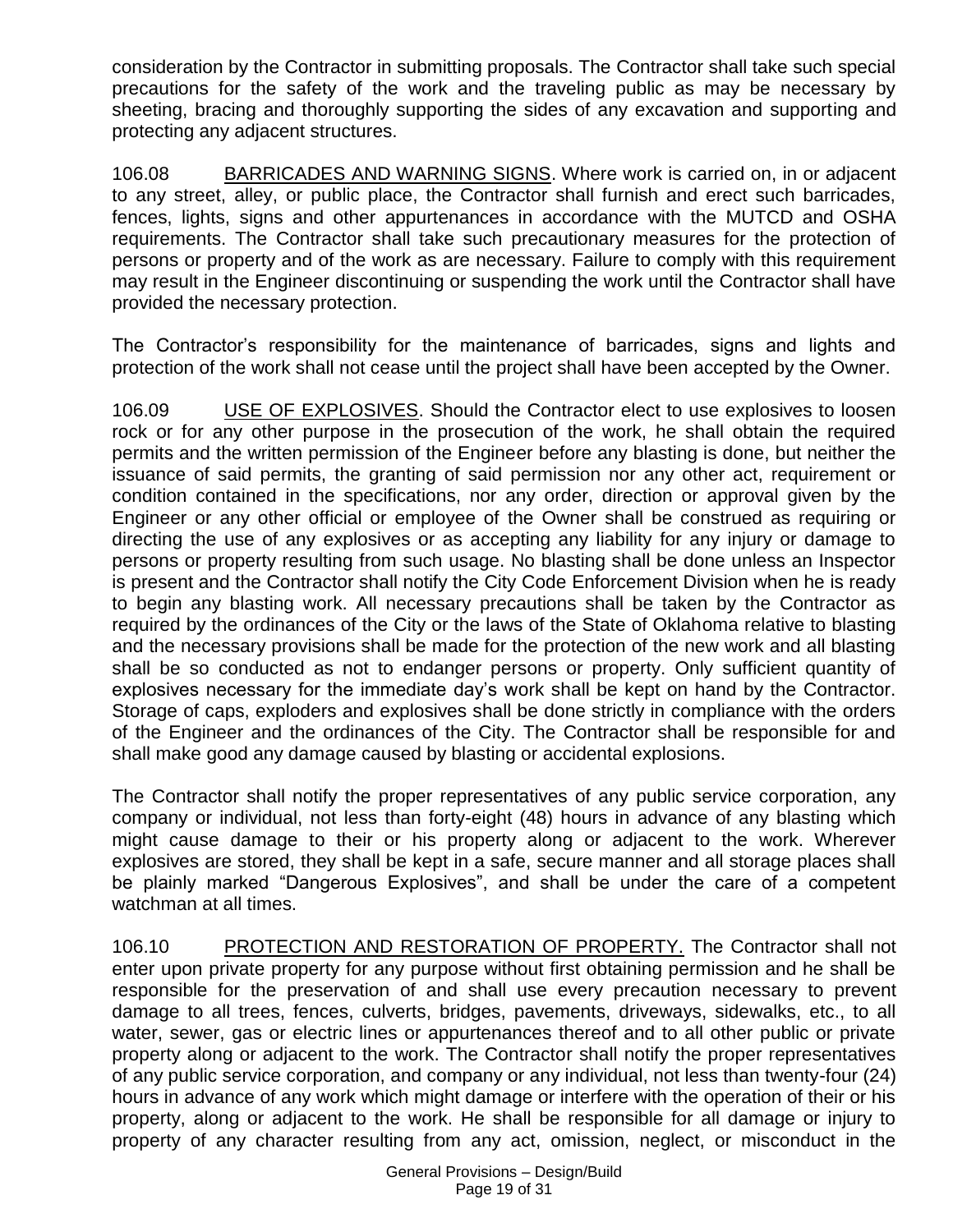consideration by the Contractor in submitting proposals. The Contractor shall take such special precautions for the safety of the work and the traveling public as may be necessary by sheeting, bracing and thoroughly supporting the sides of any excavation and supporting and protecting any adjacent structures.

106.08 BARRICADES AND WARNING SIGNS. Where work is carried on, in or adjacent to any street, alley, or public place, the Contractor shall furnish and erect such barricades, fences, lights, signs and other appurtenances in accordance with the MUTCD and OSHA requirements. The Contractor shall take such precautionary measures for the protection of persons or property and of the work as are necessary. Failure to comply with this requirement may result in the Engineer discontinuing or suspending the work until the Contractor shall have provided the necessary protection.

The Contractor's responsibility for the maintenance of barricades, signs and lights and protection of the work shall not cease until the project shall have been accepted by the Owner.

106.09 USE OF EXPLOSIVES. Should the Contractor elect to use explosives to loosen rock or for any other purpose in the prosecution of the work, he shall obtain the required permits and the written permission of the Engineer before any blasting is done, but neither the issuance of said permits, the granting of said permission nor any other act, requirement or condition contained in the specifications, nor any order, direction or approval given by the Engineer or any other official or employee of the Owner shall be construed as requiring or directing the use of any explosives or as accepting any liability for any injury or damage to persons or property resulting from such usage. No blasting shall be done unless an Inspector is present and the Contractor shall notify the City Code Enforcement Division when he is ready to begin any blasting work. All necessary precautions shall be taken by the Contractor as required by the ordinances of the City or the laws of the State of Oklahoma relative to blasting and the necessary provisions shall be made for the protection of the new work and all blasting shall be so conducted as not to endanger persons or property. Only sufficient quantity of explosives necessary for the immediate day's work shall be kept on hand by the Contractor. Storage of caps, exploders and explosives shall be done strictly in compliance with the orders of the Engineer and the ordinances of the City. The Contractor shall be responsible for and shall make good any damage caused by blasting or accidental explosions.

The Contractor shall notify the proper representatives of any public service corporation, any company or individual, not less than forty-eight (48) hours in advance of any blasting which might cause damage to their or his property along or adjacent to the work. Wherever explosives are stored, they shall be kept in a safe, secure manner and all storage places shall be plainly marked "Dangerous Explosives", and shall be under the care of a competent watchman at all times.

106.10 PROTECTION AND RESTORATION OF PROPERTY. The Contractor shall not enter upon private property for any purpose without first obtaining permission and he shall be responsible for the preservation of and shall use every precaution necessary to prevent damage to all trees, fences, culverts, bridges, pavements, driveways, sidewalks, etc., to all water, sewer, gas or electric lines or appurtenances thereof and to all other public or private property along or adjacent to the work. The Contractor shall notify the proper representatives of any public service corporation, and company or any individual, not less than twenty-four (24) hours in advance of any work which might damage or interfere with the operation of their or his property, along or adjacent to the work. He shall be responsible for all damage or injury to property of any character resulting from any act, omission, neglect, or misconduct in the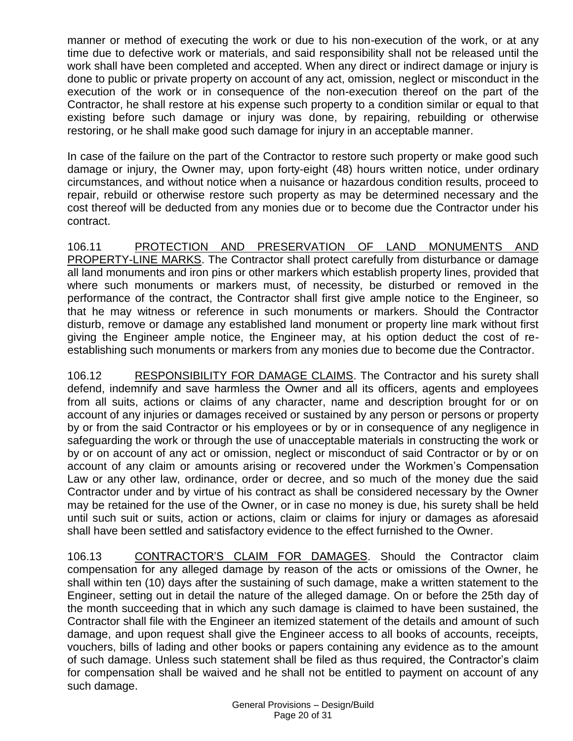manner or method of executing the work or due to his non-execution of the work, or at any time due to defective work or materials, and said responsibility shall not be released until the work shall have been completed and accepted. When any direct or indirect damage or injury is done to public or private property on account of any act, omission, neglect or misconduct in the execution of the work or in consequence of the non-execution thereof on the part of the Contractor, he shall restore at his expense such property to a condition similar or equal to that existing before such damage or injury was done, by repairing, rebuilding or otherwise restoring, or he shall make good such damage for injury in an acceptable manner.

In case of the failure on the part of the Contractor to restore such property or make good such damage or injury, the Owner may, upon forty-eight (48) hours written notice, under ordinary circumstances, and without notice when a nuisance or hazardous condition results, proceed to repair, rebuild or otherwise restore such property as may be determined necessary and the cost thereof will be deducted from any monies due or to become due the Contractor under his contract.

106.11 PROTECTION AND PRESERVATION OF LAND MONUMENTS AND PROPERTY-LINE MARKS. The Contractor shall protect carefully from disturbance or damage all land monuments and iron pins or other markers which establish property lines, provided that where such monuments or markers must, of necessity, be disturbed or removed in the performance of the contract, the Contractor shall first give ample notice to the Engineer, so that he may witness or reference in such monuments or markers. Should the Contractor disturb, remove or damage any established land monument or property line mark without first giving the Engineer ample notice, the Engineer may, at his option deduct the cost of re-establishing such monuments or markers from any monies due to become due the Contractor.

106.12 RESPONSIBILITY FOR DAMAGE CLAIMS. The Contractor and his surety shall defend, indemnify and save harmless the Owner and all its officers, agents and employees from all suits, actions or claims of any character, name and description brought for or on account of any injuries or damages received or sustained by any person or persons or property by or from the said Contractor or his employees or by or in consequence of any negligence in safeguarding the work or through the use of unacceptable materials in constructing the work or by or on account of any act or omission, neglect or misconduct of said Contractor or by or on account of any claim or amounts arising or recovered under the Workmen's Compensation Law or any other law, ordinance, order or decree, and so much of the money due the said Contractor under and by virtue of his contract as shall be considered necessary by the Owner may be retained for the use of the Owner, or in case no money is due, his surety shall be held until such suit or suits, action or actions, claim or claims for injury or damages as aforesaid shall have been settled and satisfactory evidence to the effect furnished to the Owner.

106.13 CONTRACTOR'S CLAIM FOR DAMAGES. Should the Contractor claim compensation for any alleged damage by reason of the acts or omissions of the Owner, he shall within ten (10) days after the sustaining of such damage, make a written statement to the Engineer, setting out in detail the nature of the alleged damage. On or before the 25th day of the month succeeding that in which any such damage is claimed to have been sustained, the Contractor shall file with the Engineer an itemized statement of the details and amount of such damage, and upon request shall give the Engineer access to all books of accounts, receipts, vouchers, bills of lading and other books or papers containing any evidence as to the amount of such damage. Unless such statement shall be filed as thus required, the Contractor's claim for compensation shall be waived and he shall not be entitled to payment on account of any such damage.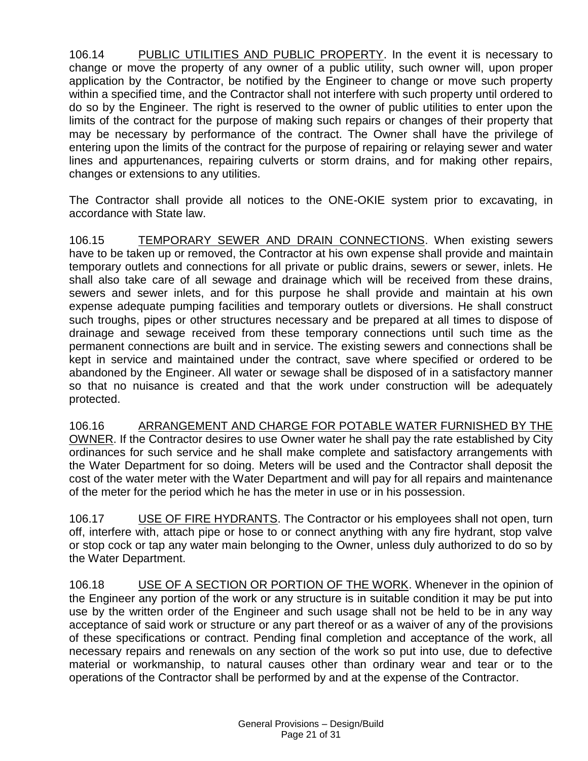106.14 PUBLIC UTILITIES AND PUBLIC PROPERTY. In the event it is necessary to change or move the property of any owner of a public utility, such owner will, upon proper application by the Contractor, be notified by the Engineer to change or move such property within a specified time, and the Contractor shall not interfere with such property until ordered to do so by the Engineer. The right is reserved to the owner of public utilities to enter upon the limits of the contract for the purpose of making such repairs or changes of their property that may be necessary by performance of the contract. The Owner shall have the privilege of entering upon the limits of the contract for the purpose of repairing or relaying sewer and water lines and appurtenances, repairing culverts or storm drains, and for making other repairs, changes or extensions to any utilities.

The Contractor shall provide all notices to the ONE-OKIE system prior to excavating, in accordance with State law.

106.15 TEMPORARY SEWER AND DRAIN CONNECTIONS. When existing sewers have to be taken up or removed, the Contractor at his own expense shall provide and maintain temporary outlets and connections for all private or public drains, sewers or sewer, inlets. He shall also take care of all sewage and drainage which will be received from these drains, sewers and sewer inlets, and for this purpose he shall provide and maintain at his own expense adequate pumping facilities and temporary outlets or diversions. He shall construct such troughs, pipes or other structures necessary and be prepared at all times to dispose of drainage and sewage received from these temporary connections until such time as the permanent connections are built and in service. The existing sewers and connections shall be kept in service and maintained under the contract, save where specified or ordered to be abandoned by the Engineer. All water or sewage shall be disposed of in a satisfactory manner so that no nuisance is created and that the work under construction will be adequately protected.

106.16 ARRANGEMENT AND CHARGE FOR POTABLE WATER FURNISHED BY THE OWNER. If the Contractor desires to use Owner water he shall pay the rate established by City ordinances for such service and he shall make complete and satisfactory arrangements with the Water Department for so doing. Meters will be used and the Contractor shall deposit the cost of the water meter with the Water Department and will pay for all repairs and maintenance of the meter for the period which he has the meter in use or in his possession.

106.17 USE OF FIRE HYDRANTS. The Contractor or his employees shall not open, turn off, interfere with, attach pipe or hose to or connect anything with any fire hydrant, stop valve or stop cock or tap any water main belonging to the Owner, unless duly authorized to do so by the Water Department.

106.18 USE OF A SECTION OR PORTION OF THE WORK. Whenever in the opinion of the Engineer any portion of the work or any structure is in suitable condition it may be put into use by the written order of the Engineer and such usage shall not be held to be in any way acceptance of said work or structure or any part thereof or as a waiver of any of the provisions of these specifications or contract. Pending final completion and acceptance of the work, all necessary repairs and renewals on any section of the work so put into use, due to defective material or workmanship, to natural causes other than ordinary wear and tear or to the operations of the Contractor shall be performed by and at the expense of the Contractor.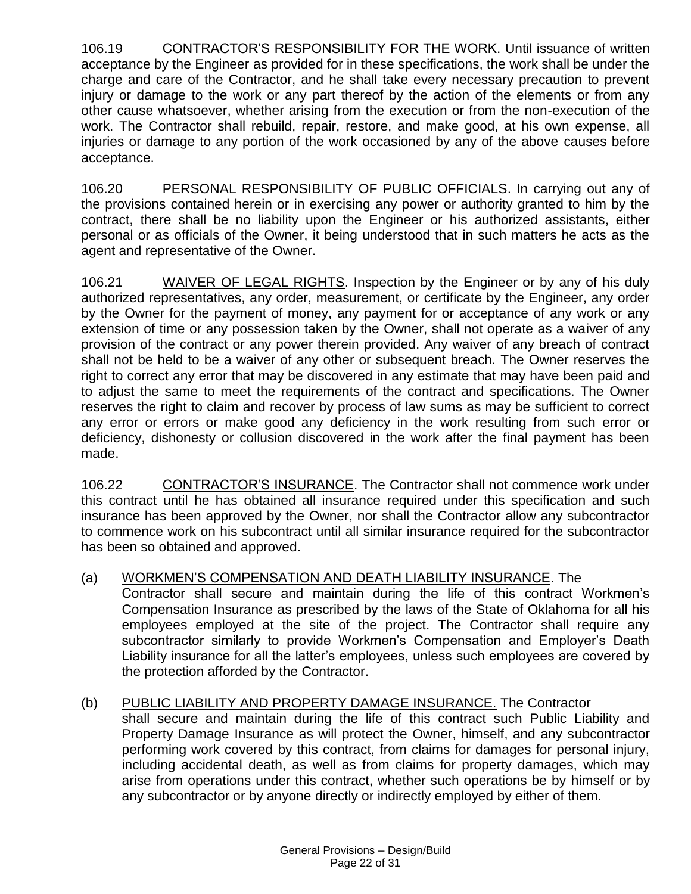106.19 CONTRACTOR'S RESPONSIBILITY FOR THE WORK. Until issuance of written acceptance by the Engineer as provided for in these specifications, the work shall be under the charge and care of the Contractor, and he shall take every necessary precaution to prevent injury or damage to the work or any part thereof by the action of the elements or from any other cause whatsoever, whether arising from the execution or from the non-execution of the work. The Contractor shall rebuild, repair, restore, and make good, at his own expense, all injuries or damage to any portion of the work occasioned by any of the above causes before acceptance.

106.20 PERSONAL RESPONSIBILITY OF PUBLIC OFFICIALS. In carrying out any of the provisions contained herein or in exercising any power or authority granted to him by the contract, there shall be no liability upon the Engineer or his authorized assistants, either personal or as officials of the Owner, it being understood that in such matters he acts as the agent and representative of the Owner.

106.21 WAIVER OF LEGAL RIGHTS. Inspection by the Engineer or by any of his duly authorized representatives, any order, measurement, or certificate by the Engineer, any order by the Owner for the payment of money, any payment for or acceptance of any work or any extension of time or any possession taken by the Owner, shall not operate as a waiver of any provision of the contract or any power therein provided. Any waiver of any breach of contract shall not be held to be a waiver of any other or subsequent breach. The Owner reserves the right to correct any error that may be discovered in any estimate that may have been paid and to adjust the same to meet the requirements of the contract and specifications. The Owner reserves the right to claim and recover by process of law sums as may be sufficient to correct any error or errors or make good any deficiency in the work resulting from such error or deficiency, dishonesty or collusion discovered in the work after the final payment has been made.

106.22 CONTRACTOR'S INSURANCE. The Contractor shall not commence work under this contract until he has obtained all insurance required under this specification and such insurance has been approved by the Owner, nor shall the Contractor allow any subcontractor to commence work on his subcontract until all similar insurance required for the subcontractor has been so obtained and approved.

(a) WORKMEN'S COMPENSATION AND DEATH LIABILITY INSURANCE. The Contractor shall secure and maintain during the life of this contract Workmen's Compensation Insurance as prescribed by the laws of the State of Oklahoma for all his employees employed at the site of the project. The Contractor shall require any subcontractor similarly to provide Workmen's Compensation and Employer's Death Liability insurance for all the latter's employees, unless such employees are covered by the protection afforded by the Contractor.

(b) PUBLIC LIABILITY AND PROPERTY DAMAGE INSURANCE. The Contractor shall secure and maintain during the life of this contract such Public Liability and Property Damage Insurance as will protect the Owner, himself, and any subcontractor performing work covered by this contract, from claims for damages for personal injury, including accidental death, as well as from claims for property damages, which may arise from operations under this contract, whether such operations be by himself or by any subcontractor or by anyone directly or indirectly employed by either of them.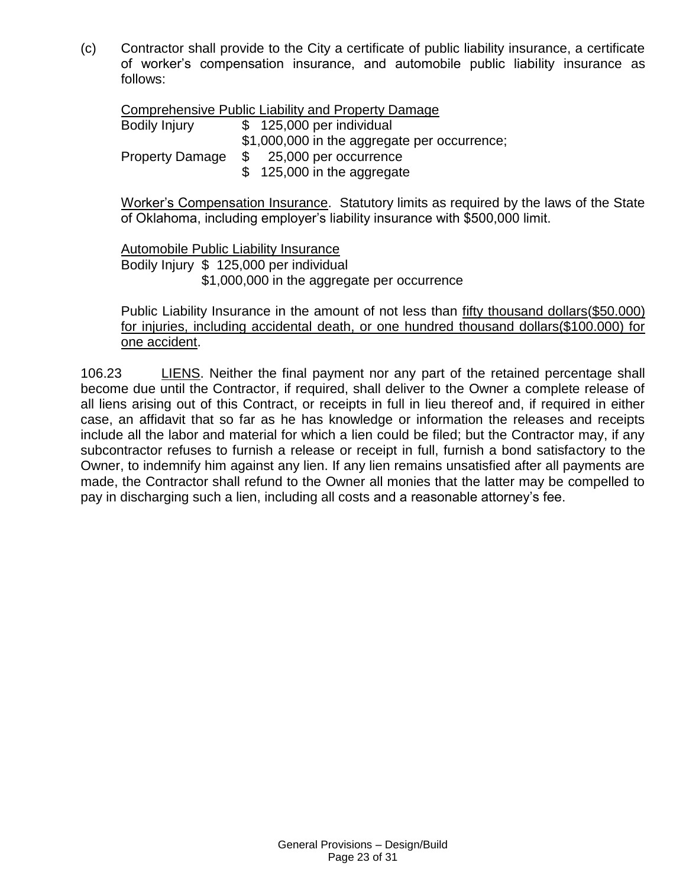(c) Contractor shall provide to the City a certificate of public liability insurance, a certificate of worker's compensation insurance, and automobile public liability insurance as follows:

<u>Comprehensive Public Liability and Property Damage</u>

| | |
|---|---|
| Bodily Injury | $ 125,000 per individual |
| | $1,000,000 in the aggregate per occurrence; |
| Property Damage | $ 25,000 per occurrence |
| | $ 125,000 in the aggregate |

<u>Worker's Compensation Insurance</u>. Statutory limits as required by the laws of the State of Oklahoma, including employer's liability insurance with $500,000 limit.

<u>Automobile Public Liability Insurance</u>
Bodily Injury $ 125,000 per individual
$1,000,000 in the aggregate per occurrence

Public Liability Insurance in the amount of not less than <u>fifty thousand dollars($50.000) for injuries, including accidental death, or one hundred thousand dollars($100.000) for one accident</u>.

106.23 <u>LIENS</u>. Neither the final payment nor any part of the retained percentage shall become due until the Contractor, if required, shall deliver to the Owner a complete release of all liens arising out of this Contract, or receipts in full in lieu thereof and, if required in either case, an affidavit that so far as he has knowledge or information the releases and receipts include all the labor and material for which a lien could be filed; but the Contractor may, if any subcontractor refuses to furnish a release or receipt in full, furnish a bond satisfactory to the Owner, to indemnify him against any lien. If any lien remains unsatisfied after all payments are made, the Contractor shall refund to the Owner all monies that the latter may be compelled to pay in discharging such a lien, including all costs and a reasonable attorney's fee.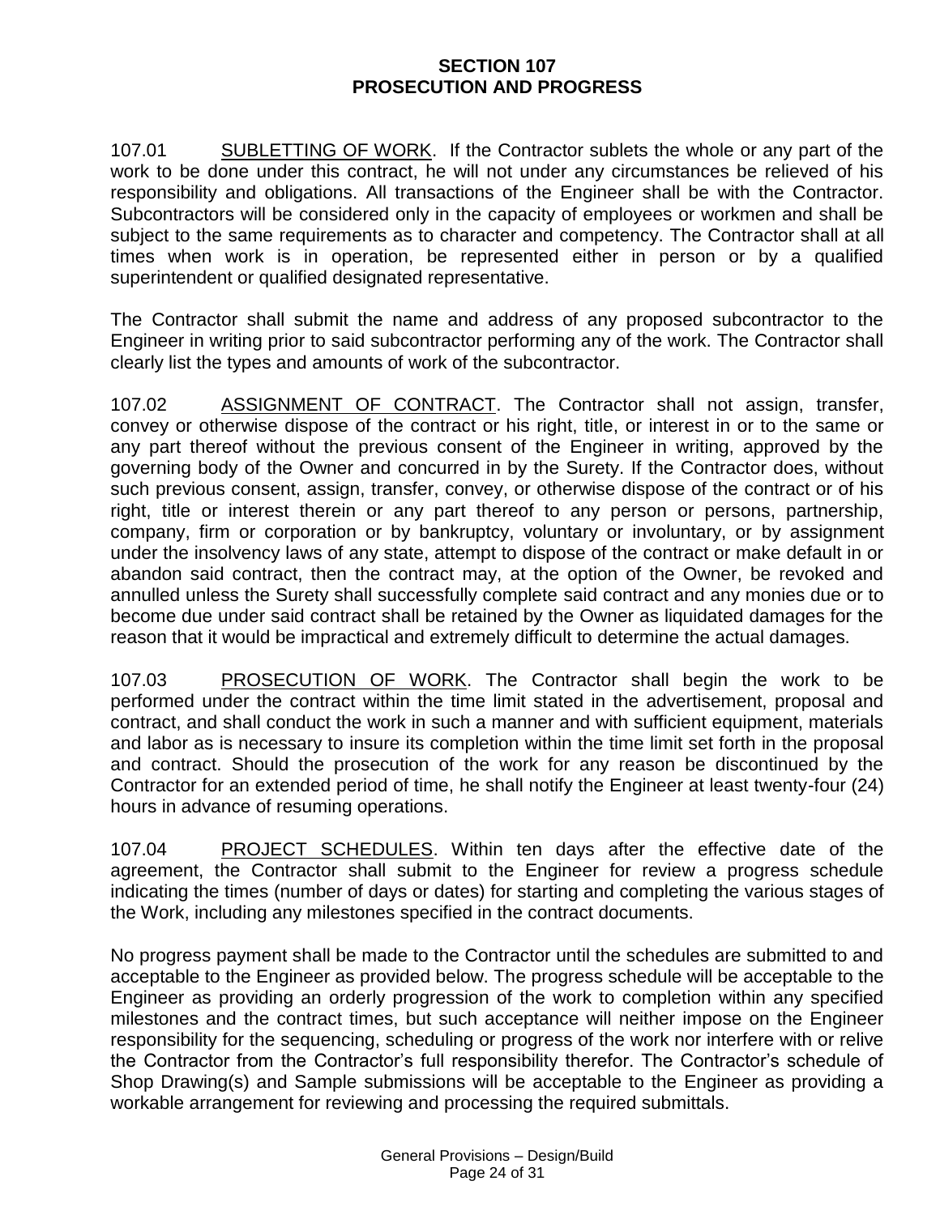# SECTION 107
# PROSECUTION AND PROGRESS

107.01 <u>SUBLETTING OF WORK</u>. If the Contractor sublets the whole or any part of the work to be done under this contract, he will not under any circumstances be relieved of his responsibility and obligations. All transactions of the Engineer shall be with the Contractor. Subcontractors will be considered only in the capacity of employees or workmen and shall be subject to the same requirements as to character and competency. The Contractor shall at all times when work is in operation, be represented either in person or by a qualified superintendent or qualified designated representative.

The Contractor shall submit the name and address of any proposed subcontractor to the Engineer in writing prior to said subcontractor performing any of the work. The Contractor shall clearly list the types and amounts of work of the subcontractor.

107.02 <u>ASSIGNMENT OF CONTRACT</u>. The Contractor shall not assign, transfer, convey or otherwise dispose of the contract or his right, title, or interest in or to the same or any part thereof without the previous consent of the Engineer in writing, approved by the governing body of the Owner and concurred in by the Surety. If the Contractor does, without such previous consent, assign, transfer, convey, or otherwise dispose of the contract or of his right, title or interest therein or any part thereof to any person or persons, partnership, company, firm or corporation or by bankruptcy, voluntary or involuntary, or by assignment under the insolvency laws of any state, attempt to dispose of the contract or make default in or abandon said contract, then the contract may, at the option of the Owner, be revoked and annulled unless the Surety shall successfully complete said contract and any monies due or to become due under said contract shall be retained by the Owner as liquidated damages for the reason that it would be impractical and extremely difficult to determine the actual damages.

107.03 <u>PROSECUTION OF WORK</u>. The Contractor shall begin the work to be performed under the contract within the time limit stated in the advertisement, proposal and contract, and shall conduct the work in such a manner and with sufficient equipment, materials and labor as is necessary to insure its completion within the time limit set forth in the proposal and contract. Should the prosecution of the work for any reason be discontinued by the Contractor for an extended period of time, he shall notify the Engineer at least twenty-four (24) hours in advance of resuming operations.

107.04 <u>PROJECT SCHEDULES</u>. Within ten days after the effective date of the agreement, the Contractor shall submit to the Engineer for review a progress schedule indicating the times (number of days or dates) for starting and completing the various stages of the Work, including any milestones specified in the contract documents.

No progress payment shall be made to the Contractor until the schedules are submitted to and acceptable to the Engineer as provided below. The progress schedule will be acceptable to the Engineer as providing an orderly progression of the work to completion within any specified milestones and the contract times, but such acceptance will neither impose on the Engineer responsibility for the sequencing, scheduling or progress of the work nor interfere with or relive the Contractor from the Contractor's full responsibility therefor. The Contractor's schedule of Shop Drawing(s) and Sample submissions will be acceptable to the Engineer as providing a workable arrangement for reviewing and processing the required submittals.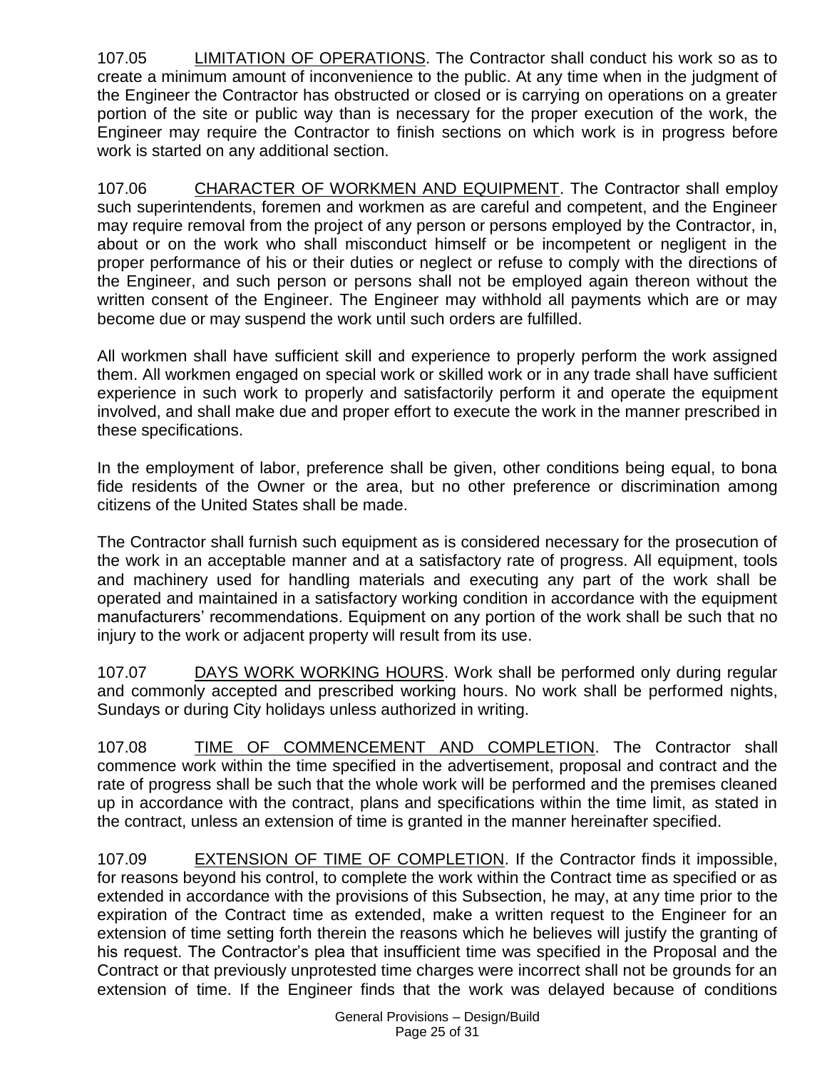107.05 LIMITATION OF OPERATIONS. The Contractor shall conduct his work so as to create a minimum amount of inconvenience to the public. At any time when in the judgment of the Engineer the Contractor has obstructed or closed or is carrying on operations on a greater portion of the site or public way than is necessary for the proper execution of the work, the Engineer may require the Contractor to finish sections on which work is in progress before work is started on any additional section.

107.06 CHARACTER OF WORKMEN AND EQUIPMENT. The Contractor shall employ such superintendents, foremen and workmen as are careful and competent, and the Engineer may require removal from the project of any person or persons employed by the Contractor, in, about or on the work who shall misconduct himself or be incompetent or negligent in the proper performance of his or their duties or neglect or refuse to comply with the directions of the Engineer, and such person or persons shall not be employed again thereon without the written consent of the Engineer. The Engineer may withhold all payments which are or may become due or may suspend the work until such orders are fulfilled.

All workmen shall have sufficient skill and experience to properly perform the work assigned them. All workmen engaged on special work or skilled work or in any trade shall have sufficient experience in such work to properly and satisfactorily perform it and operate the equipment involved, and shall make due and proper effort to execute the work in the manner prescribed in these specifications.

In the employment of labor, preference shall be given, other conditions being equal, to bona fide residents of the Owner or the area, but no other preference or discrimination among citizens of the United States shall be made.

The Contractor shall furnish such equipment as is considered necessary for the prosecution of the work in an acceptable manner and at a satisfactory rate of progress. All equipment, tools and machinery used for handling materials and executing any part of the work shall be operated and maintained in a satisfactory working condition in accordance with the equipment manufacturers' recommendations. Equipment on any portion of the work shall be such that no injury to the work or adjacent property will result from its use.

107.07 DAYS WORK WORKING HOURS. Work shall be performed only during regular and commonly accepted and prescribed working hours. No work shall be performed nights, Sundays or during City holidays unless authorized in writing.

107.08 TIME OF COMMENCEMENT AND COMPLETION. The Contractor shall commence work within the time specified in the advertisement, proposal and contract and the rate of progress shall be such that the whole work will be performed and the premises cleaned up in accordance with the contract, plans and specifications within the time limit, as stated in the contract, unless an extension of time is granted in the manner hereinafter specified.

107.09 EXTENSION OF TIME OF COMPLETION. If the Contractor finds it impossible, for reasons beyond his control, to complete the work within the Contract time as specified or as extended in accordance with the provisions of this Subsection, he may, at any time prior to the expiration of the Contract time as extended, make a written request to the Engineer for an extension of time setting forth therein the reasons which he believes will justify the granting of his request. The Contractor's plea that insufficient time was specified in the Proposal and the Contract or that previously unprotested time charges were incorrect shall not be grounds for an extension of time. If the Engineer finds that the work was delayed because of conditions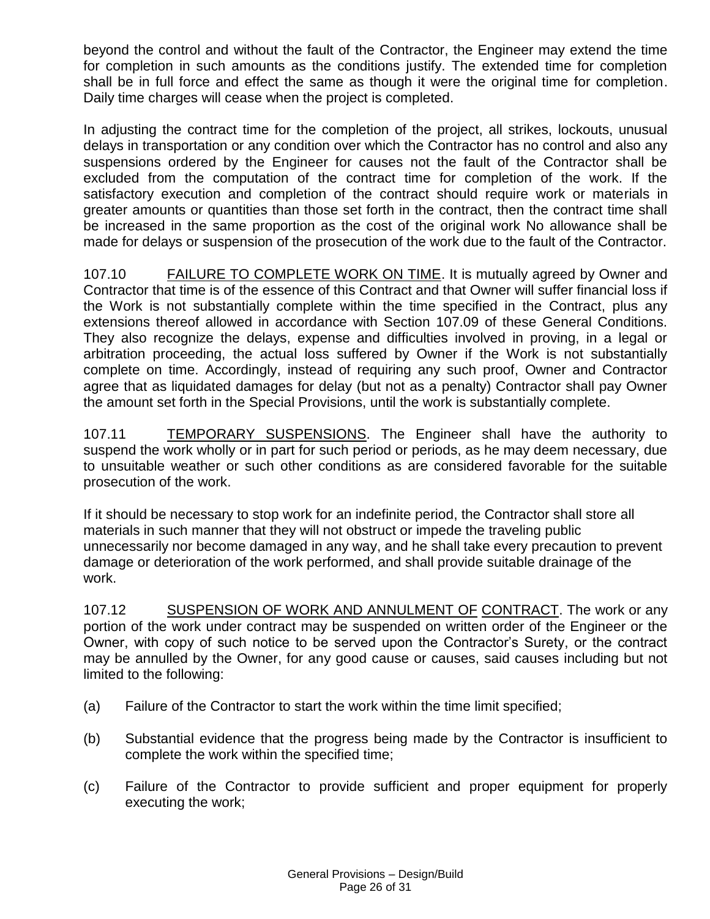beyond the control and without the fault of the Contractor, the Engineer may extend the time for completion in such amounts as the conditions justify. The extended time for completion shall be in full force and effect the same as though it were the original time for completion. Daily time charges will cease when the project is completed.

In adjusting the contract time for the completion of the project, all strikes, lockouts, unusual delays in transportation or any condition over which the Contractor has no control and also any suspensions ordered by the Engineer for causes not the fault of the Contractor shall be excluded from the computation of the contract time for completion of the work. If the satisfactory execution and completion of the contract should require work or materials in greater amounts or quantities than those set forth in the contract, then the contract time shall be increased in the same proportion as the cost of the original work No allowance shall be made for delays or suspension of the prosecution of the work due to the fault of the Contractor.

107.10 <u>FAILURE TO COMPLETE WORK ON TIME</u>. It is mutually agreed by Owner and Contractor that time is of the essence of this Contract and that Owner will suffer financial loss if the Work is not substantially complete within the time specified in the Contract, plus any extensions thereof allowed in accordance with Section 107.09 of these General Conditions. They also recognize the delays, expense and difficulties involved in proving, in a legal or arbitration proceeding, the actual loss suffered by Owner if the Work is not substantially complete on time. Accordingly, instead of requiring any such proof, Owner and Contractor agree that as liquidated damages for delay (but not as a penalty) Contractor shall pay Owner the amount set forth in the Special Provisions, until the work is substantially complete.

107.11 <u>TEMPORARY SUSPENSIONS</u>. The Engineer shall have the authority to suspend the work wholly or in part for such period or periods, as he may deem necessary, due to unsuitable weather or such other conditions as are considered favorable for the suitable prosecution of the work.

If it should be necessary to stop work for an indefinite period, the Contractor shall store all materials in such manner that they will not obstruct or impede the traveling public unnecessarily nor become damaged in any way, and he shall take every precaution to prevent damage or deterioration of the work performed, and shall provide suitable drainage of the work.

107.12 <u>SUSPENSION OF WORK AND ANNULMENT OF CONTRACT</u>. The work or any portion of the work under contract may be suspended on written order of the Engineer or the Owner, with copy of such notice to be served upon the Contractor's Surety, or the contract may be annulled by the Owner, for any good cause or causes, said causes including but not limited to the following:

(a) Failure of the Contractor to start the work within the time limit specified;

(b) Substantial evidence that the progress being made by the Contractor is insufficient to complete the work within the specified time;

(c) Failure of the Contractor to provide sufficient and proper equipment for properly executing the work;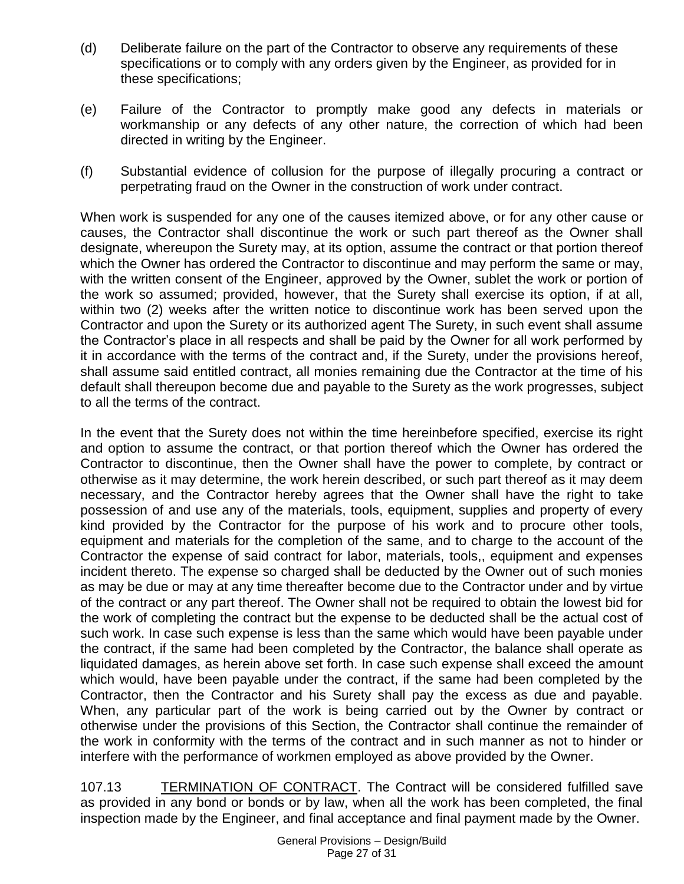(d) Deliberate failure on the part of the Contractor to observe any requirements of these specifications or to comply with any orders given by the Engineer, as provided for in these specifications;

(e) Failure of the Contractor to promptly make good any defects in materials or workmanship or any defects of any other nature, the correction of which had been directed in writing by the Engineer.

(f) Substantial evidence of collusion for the purpose of illegally procuring a contract or perpetrating fraud on the Owner in the construction of work under contract.

When work is suspended for any one of the causes itemized above, or for any other cause or causes, the Contractor shall discontinue the work or such part thereof as the Owner shall designate, whereupon the Surety may, at its option, assume the contract or that portion thereof which the Owner has ordered the Contractor to discontinue and may perform the same or may, with the written consent of the Engineer, approved by the Owner, sublet the work or portion of the work so assumed; provided, however, that the Surety shall exercise its option, if at all, within two (2) weeks after the written notice to discontinue work has been served upon the Contractor and upon the Surety or its authorized agent The Surety, in such event shall assume the Contractor's place in all respects and shall be paid by the Owner for all work performed by it in accordance with the terms of the contract and, if the Surety, under the provisions hereof, shall assume said entitled contract, all monies remaining due the Contractor at the time of his default shall thereupon become due and payable to the Surety as the work progresses, subject to all the terms of the contract.

In the event that the Surety does not within the time hereinbefore specified, exercise its right and option to assume the contract, or that portion thereof which the Owner has ordered the Contractor to discontinue, then the Owner shall have the power to complete, by contract or otherwise as it may determine, the work herein described, or such part thereof as it may deem necessary, and the Contractor hereby agrees that the Owner shall have the right to take possession of and use any of the materials, tools, equipment, supplies and property of every kind provided by the Contractor for the purpose of his work and to procure other tools, equipment and materials for the completion of the same, and to charge to the account of the Contractor the expense of said contract for labor, materials, tools,, equipment and expenses incident thereto. The expense so charged shall be deducted by the Owner out of such monies as may be due or may at any time thereafter become due to the Contractor under and by virtue of the contract or any part thereof. The Owner shall not be required to obtain the lowest bid for the work of completing the contract but the expense to be deducted shall be the actual cost of such work. In case such expense is less than the same which would have been payable under the contract, if the same had been completed by the Contractor, the balance shall operate as liquidated damages, as herein above set forth. In case such expense shall exceed the amount which would, have been payable under the contract, if the same had been completed by the Contractor, then the Contractor and his Surety shall pay the excess as due and payable. When, any particular part of the work is being carried out by the Owner by contract or otherwise under the provisions of this Section, the Contractor shall continue the remainder of the work in conformity with the terms of the contract and in such manner as not to hinder or interfere with the performance of workmen employed as above provided by the Owner.

107.13 <u>TERMINATION OF CONTRACT</u>. The Contract will be considered fulfilled save as provided in any bond or bonds or by law, when all the work has been completed, the final inspection made by the Engineer, and final acceptance and final payment made by the Owner.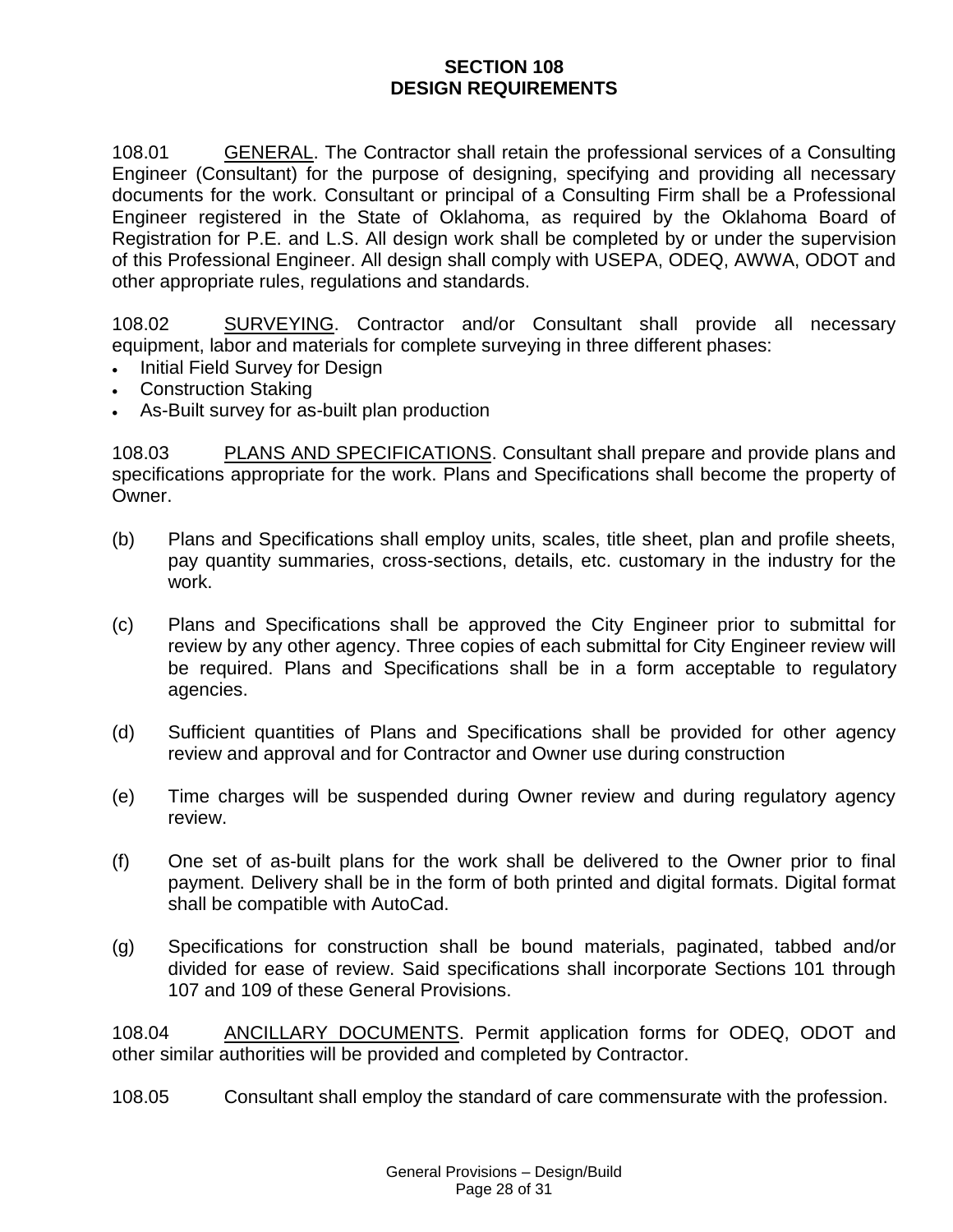# SECTION 108
# DESIGN REQUIREMENTS

108.01 GENERAL. The Contractor shall retain the professional services of a Consulting Engineer (Consultant) for the purpose of designing, specifying and providing all necessary documents for the work. Consultant or principal of a Consulting Firm shall be a Professional Engineer registered in the State of Oklahoma, as required by the Oklahoma Board of Registration for P.E. and L.S. All design work shall be completed by or under the supervision of this Professional Engineer. All design shall comply with USEPA, ODEQ, AWWA, ODOT and other appropriate rules, regulations and standards.

108.02 SURVEYING. Contractor and/or Consultant shall provide all necessary equipment, labor and materials for complete surveying in three different phases:

- Initial Field Survey for Design
- Construction Staking
- As-Built survey for as-built plan production

108.03 PLANS AND SPECIFICATIONS. Consultant shall prepare and provide plans and specifications appropriate for the work. Plans and Specifications shall become the property of Owner.

(b) Plans and Specifications shall employ units, scales, title sheet, plan and profile sheets, pay quantity summaries, cross-sections, details, etc. customary in the industry for the work.

(c) Plans and Specifications shall be approved the City Engineer prior to submittal for review by any other agency. Three copies of each submittal for City Engineer review will be required. Plans and Specifications shall be in a form acceptable to regulatory agencies.

(d) Sufficient quantities of Plans and Specifications shall be provided for other agency review and approval and for Contractor and Owner use during construction

(e) Time charges will be suspended during Owner review and during regulatory agency review.

(f) One set of as-built plans for the work shall be delivered to the Owner prior to final payment. Delivery shall be in the form of both printed and digital formats. Digital format shall be compatible with AutoCad.

(g) Specifications for construction shall be bound materials, paginated, tabbed and/or divided for ease of review. Said specifications shall incorporate Sections 101 through 107 and 109 of these General Provisions.

108.04 ANCILLARY DOCUMENTS. Permit application forms for ODEQ, ODOT and other similar authorities will be provided and completed by Contractor.

108.05 Consultant shall employ the standard of care commensurate with the profession.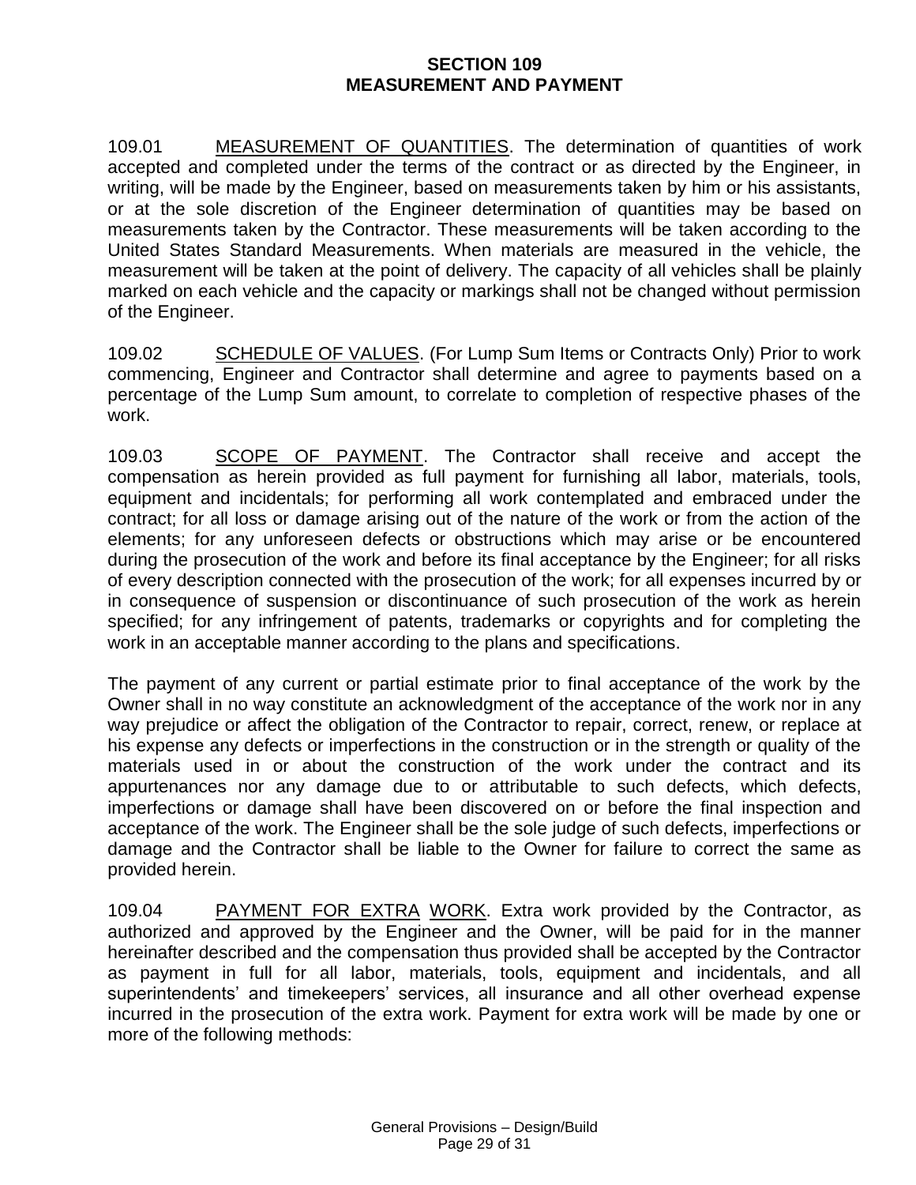# SECTION 109
# MEASUREMENT AND PAYMENT

109.01 MEASUREMENT OF QUANTITIES. The determination of quantities of work accepted and completed under the terms of the contract or as directed by the Engineer, in writing, will be made by the Engineer, based on measurements taken by him or his assistants, or at the sole discretion of the Engineer determination of quantities may be based on measurements taken by the Contractor. These measurements will be taken according to the United States Standard Measurements. When materials are measured in the vehicle, the measurement will be taken at the point of delivery. The capacity of all vehicles shall be plainly marked on each vehicle and the capacity or markings shall not be changed without permission of the Engineer.

109.02 SCHEDULE OF VALUES. (For Lump Sum Items or Contracts Only) Prior to work commencing, Engineer and Contractor shall determine and agree to payments based on a percentage of the Lump Sum amount, to correlate to completion of respective phases of the work.

109.03 SCOPE OF PAYMENT. The Contractor shall receive and accept the compensation as herein provided as full payment for furnishing all labor, materials, tools, equipment and incidentals; for performing all work contemplated and embraced under the contract; for all loss or damage arising out of the nature of the work or from the action of the elements; for any unforeseen defects or obstructions which may arise or be encountered during the prosecution of the work and before its final acceptance by the Engineer; for all risks of every description connected with the prosecution of the work; for all expenses incurred by or in consequence of suspension or discontinuance of such prosecution of the work as herein specified; for any infringement of patents, trademarks or copyrights and for completing the work in an acceptable manner according to the plans and specifications.

The payment of any current or partial estimate prior to final acceptance of the work by the Owner shall in no way constitute an acknowledgment of the acceptance of the work nor in any way prejudice or affect the obligation of the Contractor to repair, correct, renew, or replace at his expense any defects or imperfections in the construction or in the strength or quality of the materials used in or about the construction of the work under the contract and its appurtenances nor any damage due to or attributable to such defects, which defects, imperfections or damage shall have been discovered on or before the final inspection and acceptance of the work. The Engineer shall be the sole judge of such defects, imperfections or damage and the Contractor shall be liable to the Owner for failure to correct the same as provided herein.

109.04 PAYMENT FOR EXTRA WORK. Extra work provided by the Contractor, as authorized and approved by the Engineer and the Owner, will be paid for in the manner hereinafter described and the compensation thus provided shall be accepted by the Contractor as payment in full for all labor, materials, tools, equipment and incidentals, and all superintendents' and timekeepers' services, all insurance and all other overhead expense incurred in the prosecution of the extra work. Payment for extra work will be made by one or more of the following methods: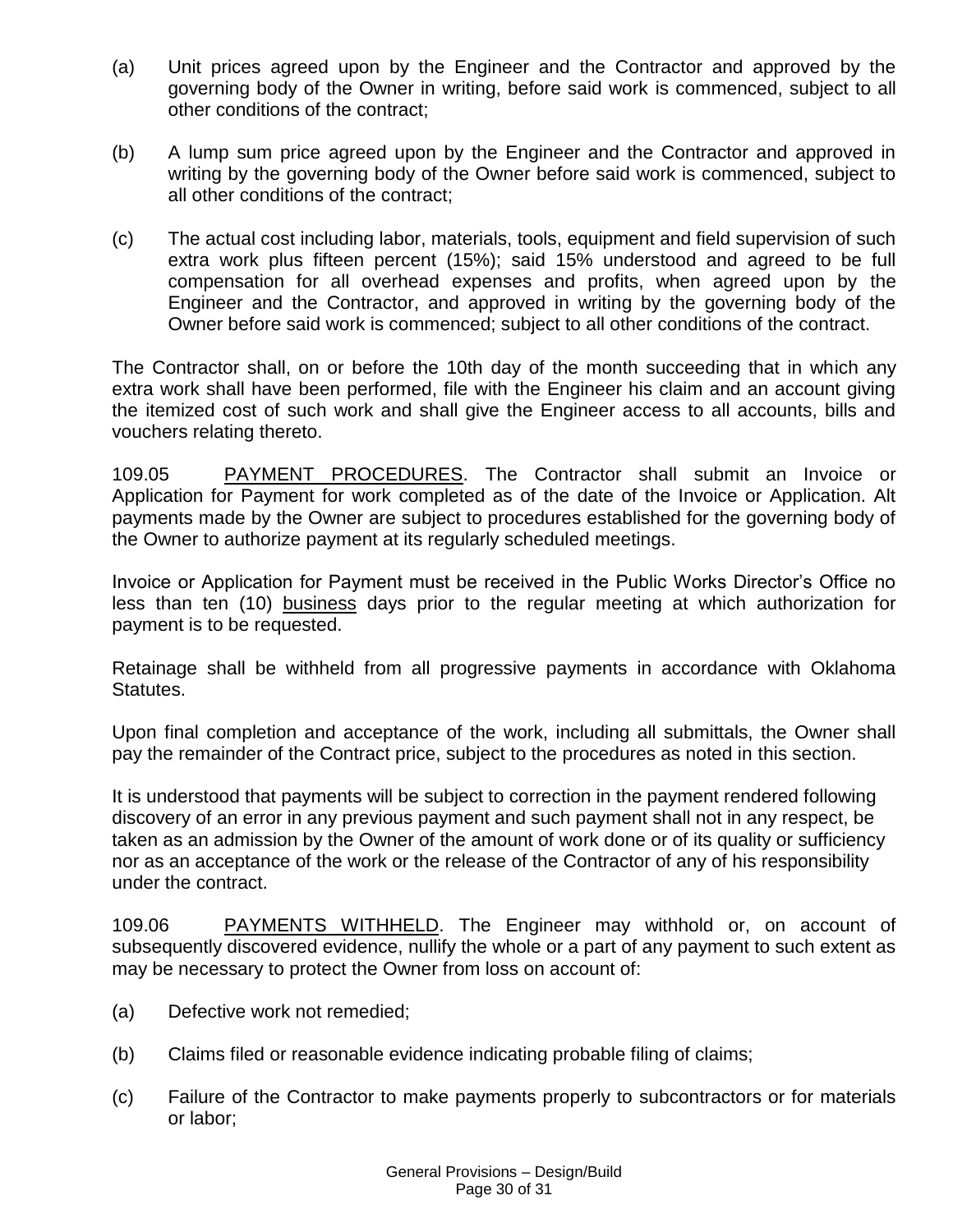(a) Unit prices agreed upon by the Engineer and the Contractor and approved by the governing body of the Owner in writing, before said work is commenced, subject to all other conditions of the contract;

(b) A lump sum price agreed upon by the Engineer and the Contractor and approved in writing by the governing body of the Owner before said work is commenced, subject to all other conditions of the contract;

(c) The actual cost including labor, materials, tools, equipment and field supervision of such extra work plus fifteen percent (15%); said 15% understood and agreed to be full compensation for all overhead expenses and profits, when agreed upon by the Engineer and the Contractor, and approved in writing by the governing body of the Owner before said work is commenced; subject to all other conditions of the contract.

The Contractor shall, on or before the 10th day of the month succeeding that in which any extra work shall have been performed, file with the Engineer his claim and an account giving the itemized cost of such work and shall give the Engineer access to all accounts, bills and vouchers relating thereto.

109.05 PAYMENT PROCEDURES. The Contractor shall submit an Invoice or Application for Payment for work completed as of the date of the Invoice or Application. Alt payments made by the Owner are subject to procedures established for the governing body of the Owner to authorize payment at its regularly scheduled meetings.

Invoice or Application for Payment must be received in the Public Works Director's Office no less than ten (10) business days prior to the regular meeting at which authorization for payment is to be requested.

Retainage shall be withheld from all progressive payments in accordance with Oklahoma Statutes.

Upon final completion and acceptance of the work, including all submittals, the Owner shall pay the remainder of the Contract price, subject to the procedures as noted in this section.

It is understood that payments will be subject to correction in the payment rendered following discovery of an error in any previous payment and such payment shall not in any respect, be taken as an admission by the Owner of the amount of work done or of its quality or sufficiency nor as an acceptance of the work or the release of the Contractor of any of his responsibility under the contract.

109.06 PAYMENTS WITHHELD. The Engineer may withhold or, on account of subsequently discovered evidence, nullify the whole or a part of any payment to such extent as may be necessary to protect the Owner from loss on account of:

(a) Defective work not remedied;

(b) Claims filed or reasonable evidence indicating probable filing of claims;

(c) Failure of the Contractor to make payments properly to subcontractors or for materials or labor;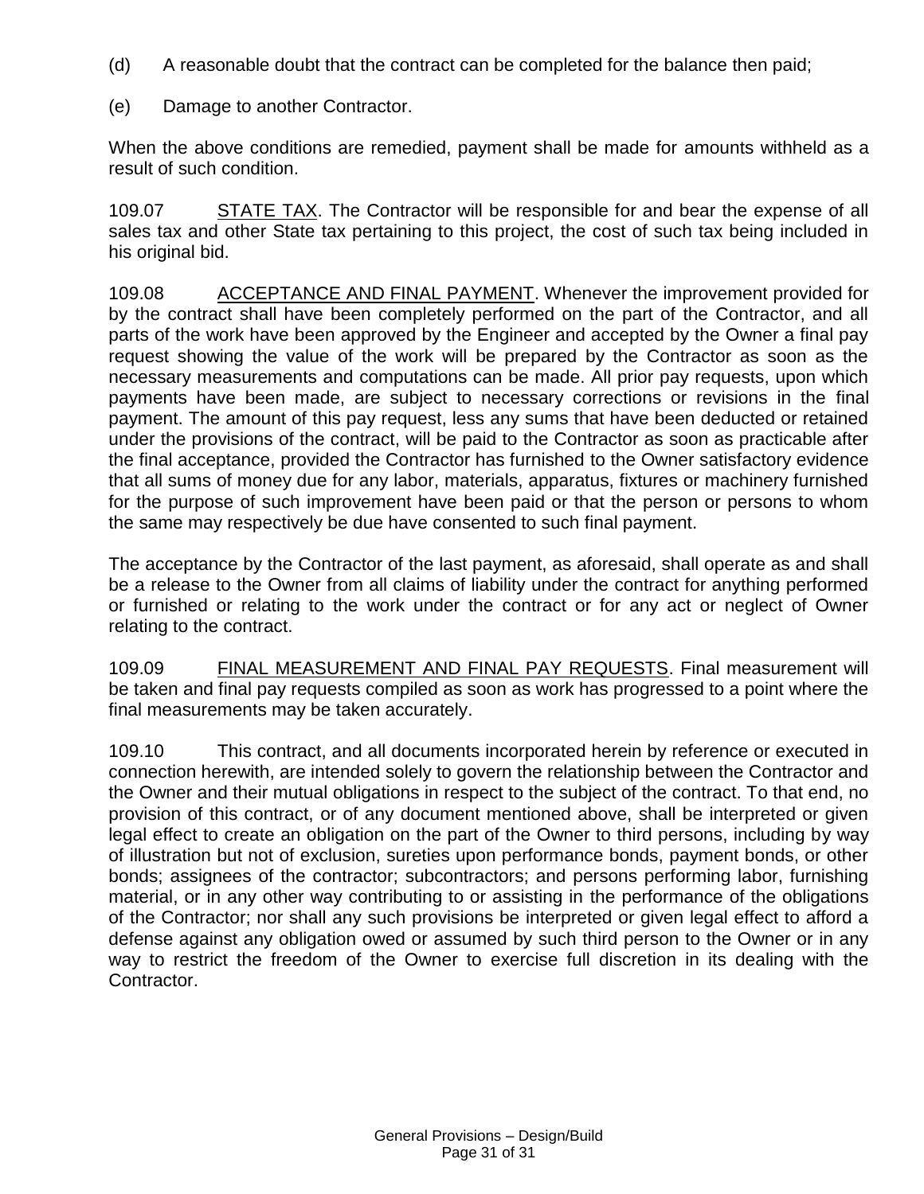(d) A reasonable doubt that the contract can be completed for the balance then paid;

(e) Damage to another Contractor.

When the above conditions are remedied, payment shall be made for amounts withheld as a result of such condition.

109.07 STATE TAX. The Contractor will be responsible for and bear the expense of all sales tax and other State tax pertaining to this project, the cost of such tax being included in his original bid.

109.08 ACCEPTANCE AND FINAL PAYMENT. Whenever the improvement provided for by the contract shall have been completely performed on the part of the Contractor, and all parts of the work have been approved by the Engineer and accepted by the Owner a final pay request showing the value of the work will be prepared by the Contractor as soon as the necessary measurements and computations can be made. All prior pay requests, upon which payments have been made, are subject to necessary corrections or revisions in the final payment. The amount of this pay request, less any sums that have been deducted or retained under the provisions of the contract, will be paid to the Contractor as soon as practicable after the final acceptance, provided the Contractor has furnished to the Owner satisfactory evidence that all sums of money due for any labor, materials, apparatus, fixtures or machinery furnished for the purpose of such improvement have been paid or that the person or persons to whom the same may respectively be due have consented to such final payment.

The acceptance by the Contractor of the last payment, as aforesaid, shall operate as and shall be a release to the Owner from all claims of liability under the contract for anything performed or furnished or relating to the work under the contract or for any act or neglect of Owner relating to the contract.

109.09 FINAL MEASUREMENT AND FINAL PAY REQUESTS. Final measurement will be taken and final pay requests compiled as soon as work has progressed to a point where the final measurements may be taken accurately.

109.10 This contract, and all documents incorporated herein by reference or executed in connection herewith, are intended solely to govern the relationship between the Contractor and the Owner and their mutual obligations in respect to the subject of the contract. To that end, no provision of this contract, or of any document mentioned above, shall be interpreted or given legal effect to create an obligation on the part of the Owner to third persons, including by way of illustration but not of exclusion, sureties upon performance bonds, payment bonds, or other bonds; assignees of the contractor; subcontractors; and persons performing labor, furnishing material, or in any other way contributing to or assisting in the performance of the obligations of the Contractor; nor shall any such provisions be interpreted or given legal effect to afford a defense against any obligation owed or assumed by such third person to the Owner or in any way to restrict the freedom of the Owner to exercise full discretion in its dealing with the Contractor.